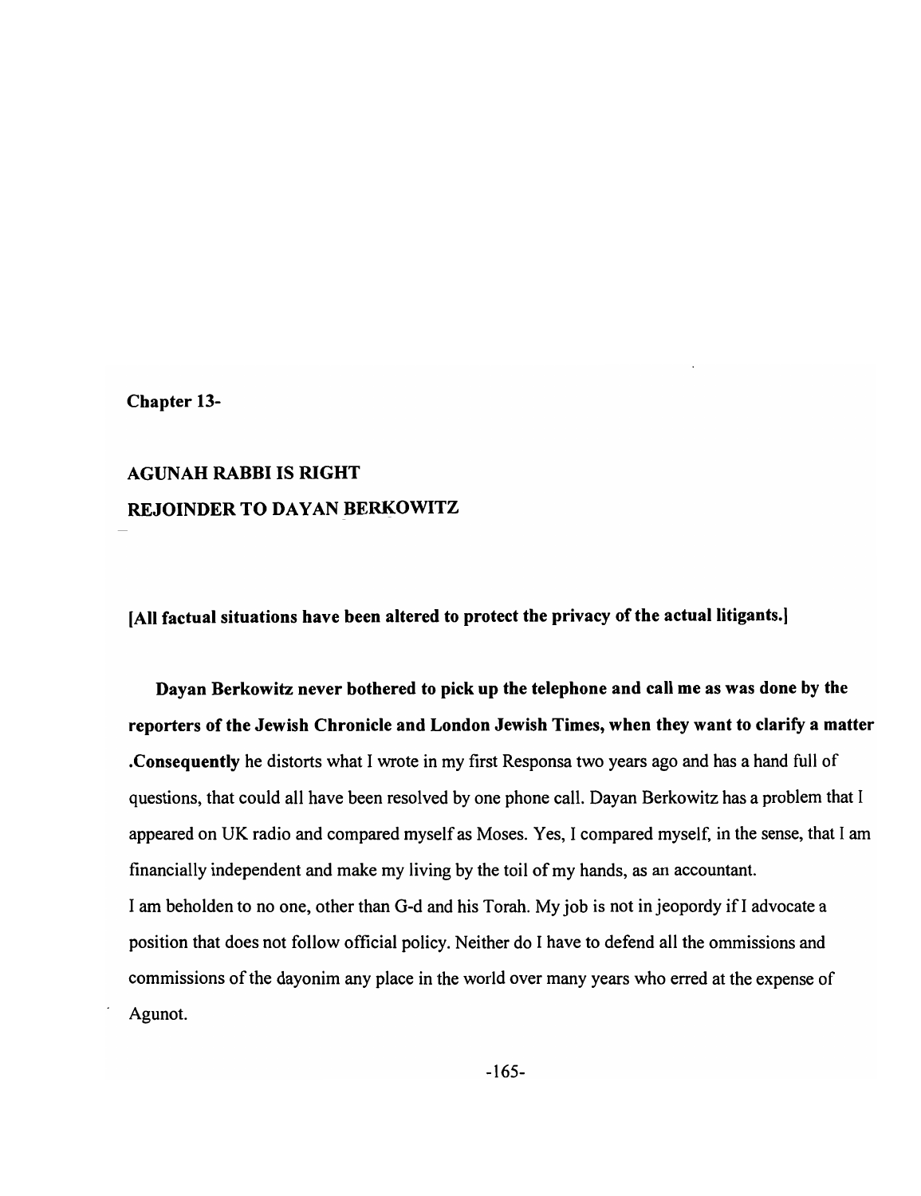**Chapter 13-**

# AGUNAH RABBI IS RIGHT

## REJOINDER TO DAYAN BERKOWITZ

**[All factual situations have been altered to protect the privacy of the actual litigants.]**

**Dayan Berkowitz never bothered to pick up the telephone and call me as was done by the reporters of the Jewish Chronicle and London Jewish Times, when they want to clarify a matter .Consequently** he distorts what I wrote in my first Responsa two years ago and has a hand full of questions, that could all have been resolved by one phone call. Dayan Berkowitz has a problem that I appeared on UK radio and compared myself as Moses. Yes, I compared myself, in the sense, that I am financially independent and make my living by the toil of my hands, as an accountant.

I am beholden to no one, other than G-d and his Torah. My job is not in jeopordy if I advocate a position that does not follow official policy. Neither do I have to defend all the ommissions and commissions of the dayonim any place in the world over many years who erred at the expense of Agunot.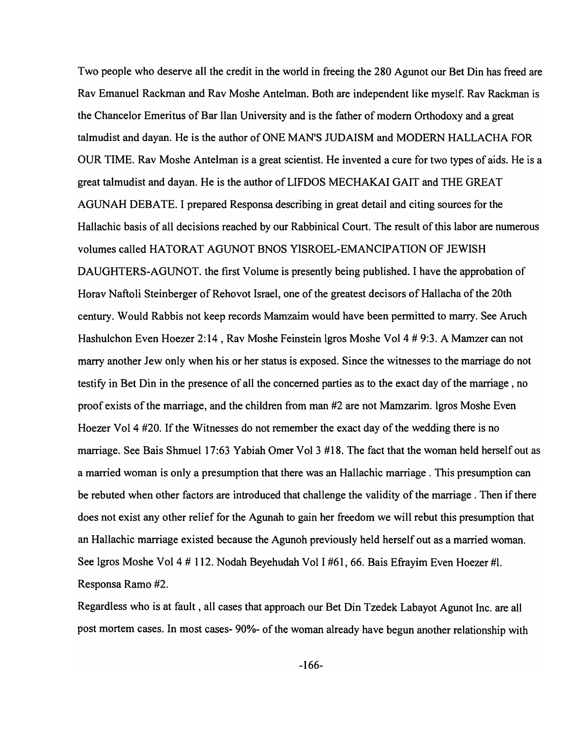Two people who deserve all the credit in the world in freeing the 280 Agunot our Bet Din has freed are Rav Emanuel Rackman and Rav Moshe Antelman. Both are independent like myself. Rav Rackman is the Chancelor Emeritus of Bar Ilan University and is the father of modern Orthodoxy and a great talmudist and dayan. He is the author of ONE MAN'S JUDAISM and MODERN HALLACHA FOR OUR TIME. Rav Moshe Antelman is a great scientist. He invented a cure for two types of aids. He is a great talmudist and dayan. He is the author of LIFDOS MECHAKAI GAIT and THE GREAT AGUNAH DEBATE. I prepared Responsa describing in great detail and citing sources for the Hallachic basis of all decisions reached by our Rabbinical Court. The result of this labor are numerous volumes called HATORAT AGUNOT BNOS YISROEL-EMANCIPATION OF JEWISH DAUGHTERS-AGUNOT. the first Volume is presently being published. I have the approbation of Horav Naftoli Steinberger of Rehovot Israel, one of the greatest decisors of Hallacha of the 20th century. Would Rabbis not keep records Mamzaim would have been permitted to marry. See Aruch Hashulchon Even Hoezer 2:14 , Rav Moshe Feinstein Igros Moshe Vol 4 # 9:3. A Mamzer can not marry another Jew only when his or her status is exposed. Since the witnesses to the marriage do not testify in Bet Din in the presence of all the concerned parties as to the exact day of the marriage , no proof exists of the marriage, and the children from man #2 are not Mamzarim. Igros Moshe Even Hoezer Vol 4 #20. If the Witnesses do not remember the exact day of the wedding there is no marriage. See Bais Shmuel 17:63 Yabiah Omer Vol 3 #18. The fact that the woman held herself out as a married woman is only a presumption that there was an Hallachic marriage . This presumption can be rebuted when other factors are introduced that challenge the validity of the marriage . Then if there does not exist any other relief for the Agunah to gain her freedom we will rebut this presumption that an Hallachic marriage existed because the Agunoh previously held herself out as a married woman. See Igros Moshe Vol 4 # 112. Nodah Beyehudah Vol I #61, 66. Bais Efrayim Even Hoezer #l. Responsa Ramo #2.

Regardless who is at fault , all cases that approach our Bet Din Tzedek Labayot Agunot Inc. are all post mortem cases. In most cases- 90%- of the woman already have begun another relationship with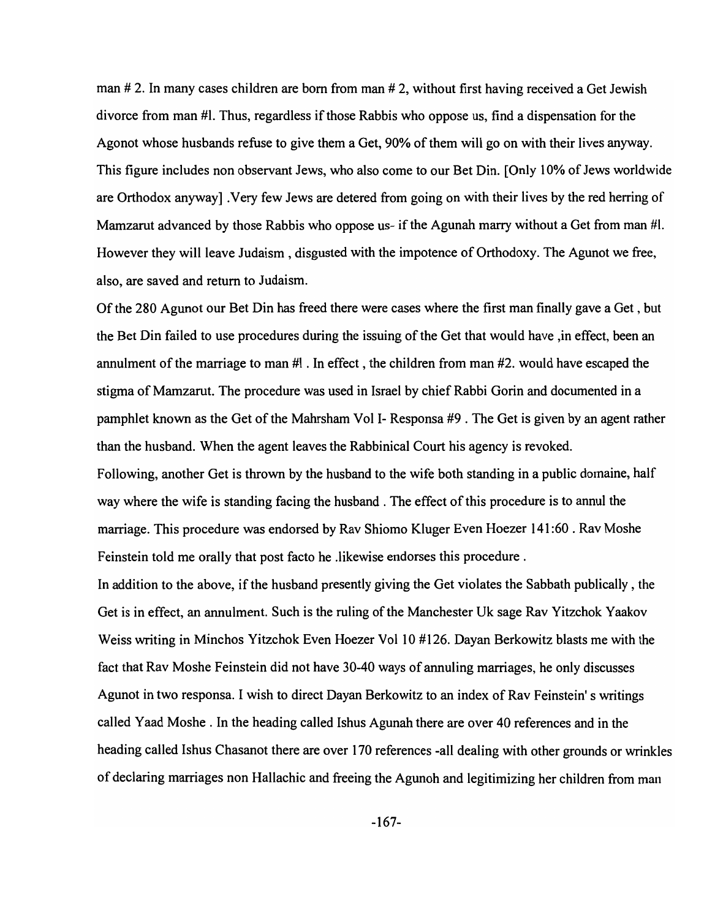man # 2. In many cases children are born from man # 2, without first having received a Get Jewish divorce from man #l. Thus, regardless if those Rabbis who oppose us, find a dispensation for the Agonot whose husbands refuse to give them a Get, 90% of them will go on with their lives anyway. This figure includes non observant Jews, who also come to our Bet Din. [Only 10% of Jews worldwide are Orthodox anyway] .Very few Jews are detered from going on with their lives by the red herring of Mamzarut advanced by those Rabbis who oppose us- if the Agunah marry without a Get from man #l. However they will leave Judaism , disgusted with the impotence of Orthodoxy. The Agunot we free, also, are saved and return to Judaism.

Of the 280 Agunot our Bet Din has freed there were cases where the first man finally gave a Get , but the Bet Din failed to use procedures during the issuing of the Get that would have ,in effect, been an annulment of the marriage to man #l . In effect , the children from man #2. would have escaped the stigma of Mamzarut. The procedure was used in Israel by chief Rabbi Gorin and documented in a pamphlet known as the Get of the Mahrsham Vol I- Responsa #9 . The Get is given by an agent rather than the husband. When the agent leaves the Rabbinical Court his agency is revoked.

Following, another Get is thrown by the husband to the wife both standing in a public domaine, half way where the wife is standing facing the husband . The effect of this procedure is to annul the marriage. This procedure was endorsed by Rav Shiomo Kluger Even Hoezer 141:60 . Rav Moshe Feinstein told me orally that post facto he .likewise endorses this procedure .

In addition to the above, if the husband presently giving the Get violates the Sabbath publically , the Get is in effect, an annulment. Such is the ruling of the Manchester Uk sage Rav Yitzchok Yaakov Weiss writing in Minchos Yitzchok Even Hoezer Vol 10 #126. Dayan Berkowitz blasts me with the fact that Rav Moshe Feinstein did not have 30-40 ways of annuling marriages, he only discusses Agunot in two responsa. I wish to direct Dayan Berkowitz to an index of Rav Feinstein' s writings called Yaad Moshe . In the heading called Ishus Agunah there are over 40 references and in the heading called Ishus Chasanot there are over 170 references -all dealing with other grounds or wrinkles of declaring marriages non Hallachic and freeing the Agunoh and legitimizing her children from man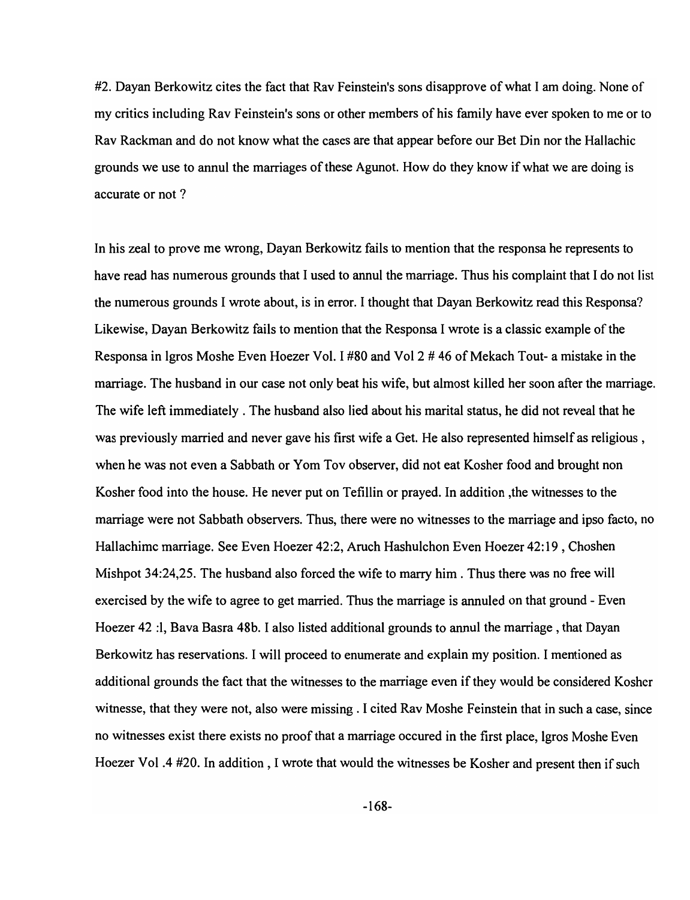#2. Dayan Berkowitz cites the fact that Rav Feinstein's sons disapprove of what I am doing. None of my critics including Rav Feinstein's sons or other members of his family have ever spoken to me or to Rav Rackman and do not know what the cases are that appear before our Bet Din nor the Hallachic grounds we use to annul the marriages of these Agunot. How do they know if what we are doing is accurate or not ?

In his zeal to prove me wrong, Dayan Berkowitz fails to mention that the responsa he represents to have read has numerous grounds that I used to annul the marriage. Thus his complaint that I do not list the numerous grounds I wrote about, is in error. I thought that Dayan Berkowitz read this Responsa? Likewise, Dayan Berkowitz fails to mention that the Responsa I wrote is a classic example of the Responsa in Igros Moshe Even Hoezer Vol. I #80 and Vol 2 # 46 of Mekach Tout- a mistake in the marriage. The husband in our case not only beat his wife, but almost killed her soon after the marriage. The wife left immediately . The husband also lied about his marital status, he did not reveal that he was previously married and never gave his first wife a Get. He also represented himself as religious , when he was not even a Sabbath or Yom Tov observer, did not eat Kosher food and brought non Kosher food into the house. He never put on Tefillin or prayed. In addition ,the witnesses to the marriage were not Sabbath observers. Thus, there were no witnesses to the marriage and ipso facto, no Hallachimc marriage. See Even Hoezer 42:2, Aruch Hashulchon Even Hoezer 42:19 , Choshen Mishpot 34:24,25. The husband also forced the wife to marry him . Thus there was no free will exercised by the wife to agree to get married. Thus the marriage is annuled on that ground - Even Hoezer 42 :l, Bava Basra 48b. I also listed additional grounds to annul the marriage , that Dayan Berkowitz has reservations. I will proceed to enumerate and explain my position. I mentioned as additional grounds the fact that the witnesses to the marriage even if they would be considered Kosher witnesse, that they were not, also were missing . I cited Rav Moshe Feinstein that in such a case, since no witnesses exist there exists no proof that a marriage occured in the first place, Igros Moshe Even Hoezer Vol .4 #20. In addition , I wrote that would the witnesses be Kosher and present then if such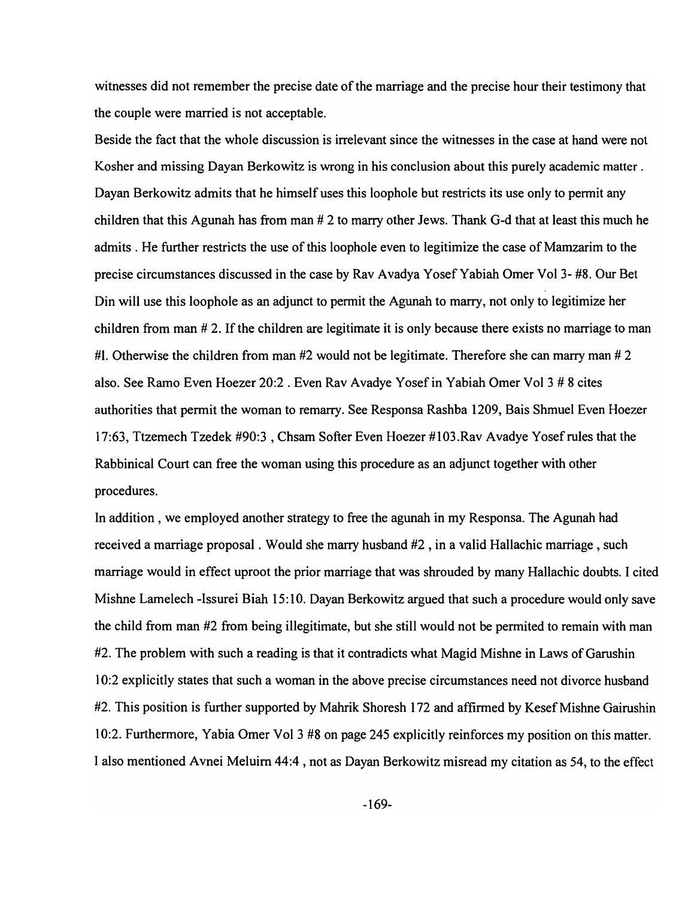witnesses did not remember the precise date of the marriage and the precise hour their testimony that the couple were married is not acceptable.

Beside the fact that the whole discussion is irrelevant since the witnesses in the case at hand were not Kosher and missing Dayan Berkowitz is wrong in his conclusion about this purely academic matter . Dayan Berkowitz admits that he himself uses this loophole but restricts its use only to permit any children that this Agunah has from man # 2 to marry other Jews. Thank G-d that at least this much he admits . He further restricts the use of this loophole even to legitimize the case of Mamzarim to the precise circumstances discussed in the case by Rav Avadya Yosef Yabiah Omer Vol 3- #8. Our Bet Din will use this loophole as an adjunct to permit the Agunah to marry, not only to legitimize her children from man # 2. If the children are legitimate it is only because there exists no marriage to man #l. Otherwise the children from man #2 would not be legitimate. Therefore she can marry man # 2 also. See Ramo Even Hoezer 20:2 . Even Rav Avadye Yosef in Yabiah Omer Vol 3 # 8 cites authorities that permit the woman to remarry. See Responsa Rashba 1209, Bais Shmuel Even Hoezer 17:63, Ttzemech Tzedek #90:3 , Chsam Softer Even Hoezer #103.Rav Avadye Yosef rules that the Rabbinical Court can free the woman using this procedure as an adjunct together with other procedures.

In addition , we employed another strategy to free the agunah in my Responsa. The Agunah had received a marriage proposal . Would she marry husband #2 , in a valid Hallachic marriage , such marriage would in effect uproot the prior marriage that was shrouded by many Hallachic doubts. I cited Mishne Lamelech -Issurei Biah 15:10. Dayan Berkowitz argued that such a procedure would only save the child from man #2 from being illegitimate, but she still would not be permited to remain with man #2. The problem with such a reading is that it contradicts what Magid Mishne in Laws of Garushin 10:2 explicitly states that such a woman in the above precise circumstances need not divorce husband #2. This position is further supported by Mahrik Shoresh 172 and affirmed by Kesef Mishne Gairushin 10:2. Furthermore, Yabia Omer Vol 3 #8 on page 245 explicitly reinforces my position on this matter. I also mentioned Avnei Meluirn 44:4 , not as Dayan Berkowitz misread my citation as 54, to the effect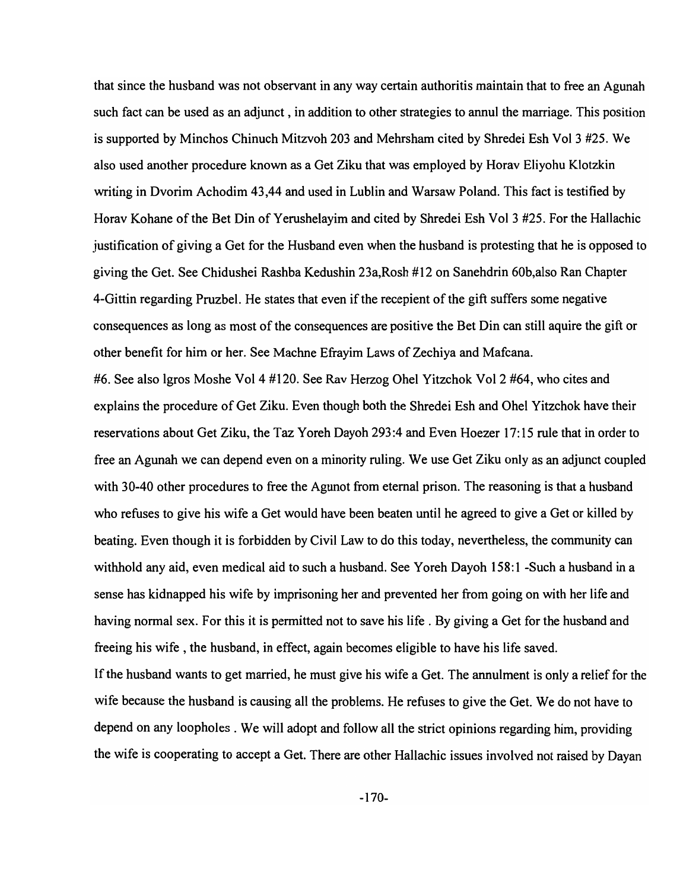that since the husband was not observant in any way certain authoritis maintain that to free an Agunah such fact can be used as an adjunct , in addition to other strategies to annul the marriage. This position is supported by Minchos Chinuch Mitzvoh 203 and Mehrsham cited by Shredei Esh Vol 3 #25. We also used another procedure known as a Get Ziku that was employed by Horav Eliyohu Klotzkin writing in Dvorim Achodim 43,44 and used in Lublin and Warsaw Poland. This fact is testified by Horav Kohane of the Bet Din of Yerushelayim and cited by Shredei Esh Vol 3 #25. For the Hallachic justification of giving a Get for the Husband even when the husband is protesting that he is opposed to giving the Get. See Chidushei Rashba Kedushin 23a,Rosh #12 on Sanehdrin 60b,also Ran Chapter 4-Gittin regarding Pruzbel. He states that even if the recepient of the gift suffers some negative consequences as long as most of the consequences are positive the Bet Din can still aquire the gift or other benefit for him or her. See Machne Efrayim Laws of Zechiya and Mafcana.

#6. See also lgros Moshe Vol 4 #120. See Rav Herzog Ohel Yitzchok Vol 2 #64, who cites and explains the procedure of Get Ziku. Even though both the Shredei Esh and Ohel Yitzchok have their reservations about Get Ziku, the Taz Yoreh Dayoh 293:4 and Even Hoezer 17:15 rule that in order to free an Agunah we can depend even on a minority ruling. We use Get Ziku only as an adjunct coupled with 30-40 other procedures to free the Agunot from eternal prison. The reasoning is that a husband who refuses to give his wife a Get would have been beaten until he agreed to give a Get or killed by beating. Even though it is forbidden by Civil Law to do this today, nevertheless, the community can withhold any aid, even medical aid to such a husband. See Yoreh Dayoh 158:1 -Such a husband in a sense has kidnapped his wife by imprisoning her and prevented her from going on with her life and having normal sex. For this it is permitted not to save his life . By giving a Get for the husband and freeing his wife , the husband, in effect, again becomes eligible to have his life saved.

If the husband wants to get married, he must give his wife a Get. The annulment is only a relief for the wife because the husband is causing all the problems. He refuses to give the Get. We do not have to depend on any loopholes . We will adopt and follow all the strict opinions regarding him, providing the wife is cooperating to accept a Get. There are other Hallachic issues involved not raised by Dayan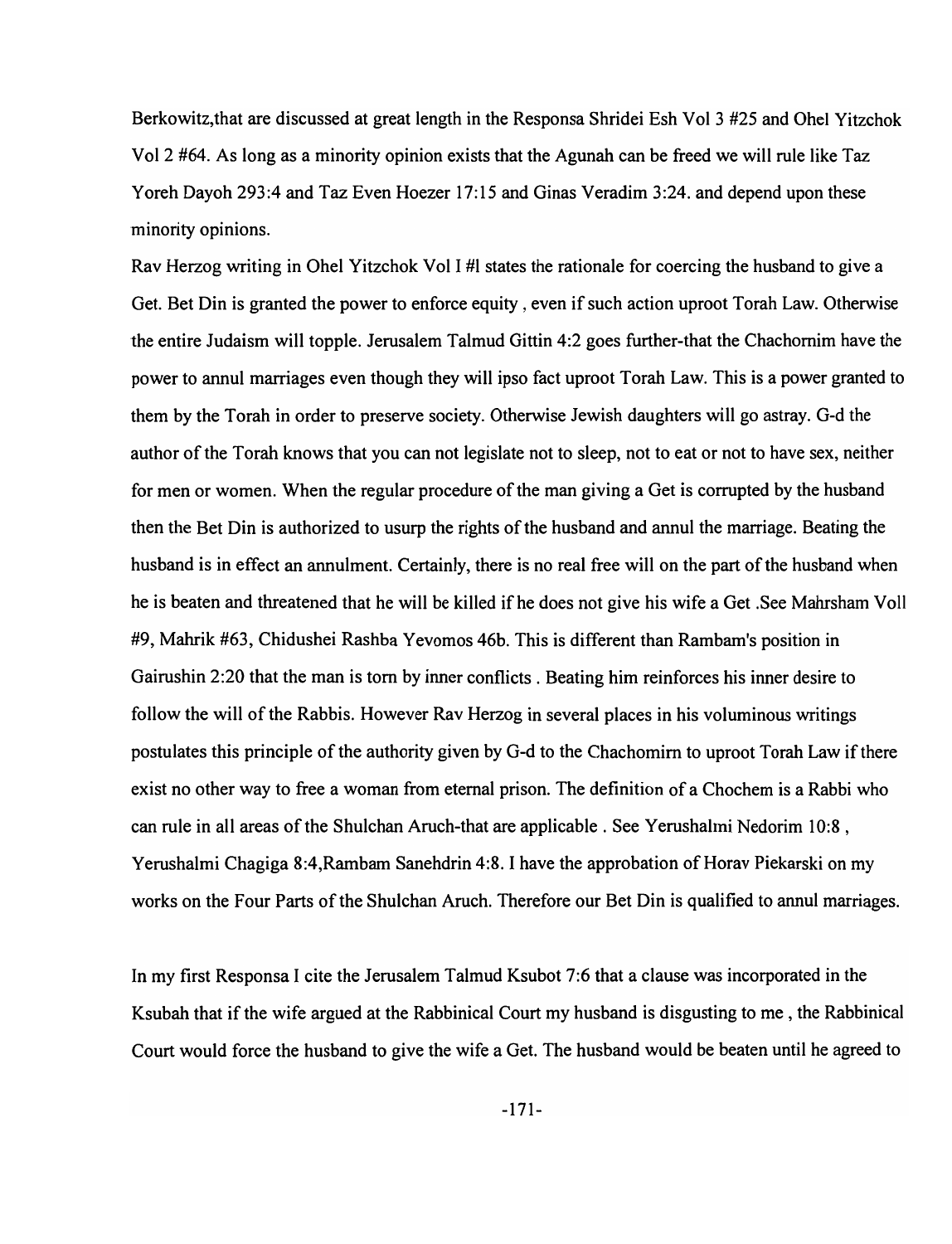Berkowitz,that are discussed at great length in the Responsa Shridei Esh Vol 3 #25 and Ohel Yitzchok Vol 2 #64. As long as a minority opinion exists that the Agunah can be freed we will rule like Taz Yoreh Dayoh 293:4 and Taz Even Hoezer 17:15 and Ginas Veradim 3:24. and depend upon these minority opinions.

Rav Herzog writing in Ohel Yitzchok Vol I #l states the rationale for coercing the husband to give a Get. Bet Din is granted the power to enforce equity , even if such action uproot Torah Law. Otherwise the entire Judaism will topple. Jerusalem Talmud Gittin 4:2 goes further-that the Chachomim have the power to annul marriages even though they will ipso fact uproot Torah Law. This is a power granted to them by the Torah in order to preserve society. Otherwise Jewish daughters will go astray. G-d the author of the Torah knows that you can not legislate not to sleep, not to eat or not to have sex, neither for men or women. When the regular procedure of the man giving a Get is corrupted by the husband then the Bet Din is authorized to usurp the rights of the husband and annul the marriage. Beating the husband is in effect an annulment. Certainly, there is no real free will on the part of the husband when he is beaten and threatened that he will be killed if he does not give his wife a Get .See Mahrsham Vol1 #9, Mahrik #63, Chidushei Rashba Yevomos 46b. This is different than Rambam's position in Gairushin 2:20 that the man is torn by inner conflicts . Beating him reinforces his inner desire to follow the will of the Rabbis. However Rav Herzog in several places in his voluminous writings postulates this principle of the authority given by G-d to the Chachomim to uproot Torah Law if there exist no other way to free a woman from eternal prison. The definition of a Chochem is a Rabbi who can rule in all areas of the Shulchan Aruch-that are applicable . See Yerushalmi Nedorim 10:8 , Yerushalmi Chagiga 8:4,Rambam Sanehdrin 4:8. I have the approbation of Horav Piekarski on my works on the Four Parts of the Shulchan Aruch. Therefore our Bet Din is qualified to annul marriages.

In my first Responsa I cite the Jerusalem Talmud Ksubot 7:6 that a clause was incorporated in the Ksubah that if the wife argued at the Rabbinical Court my husband is disgusting to me , the Rabbinical Court would force the husband to give the wife a Get. The husband would be beaten until he agreed to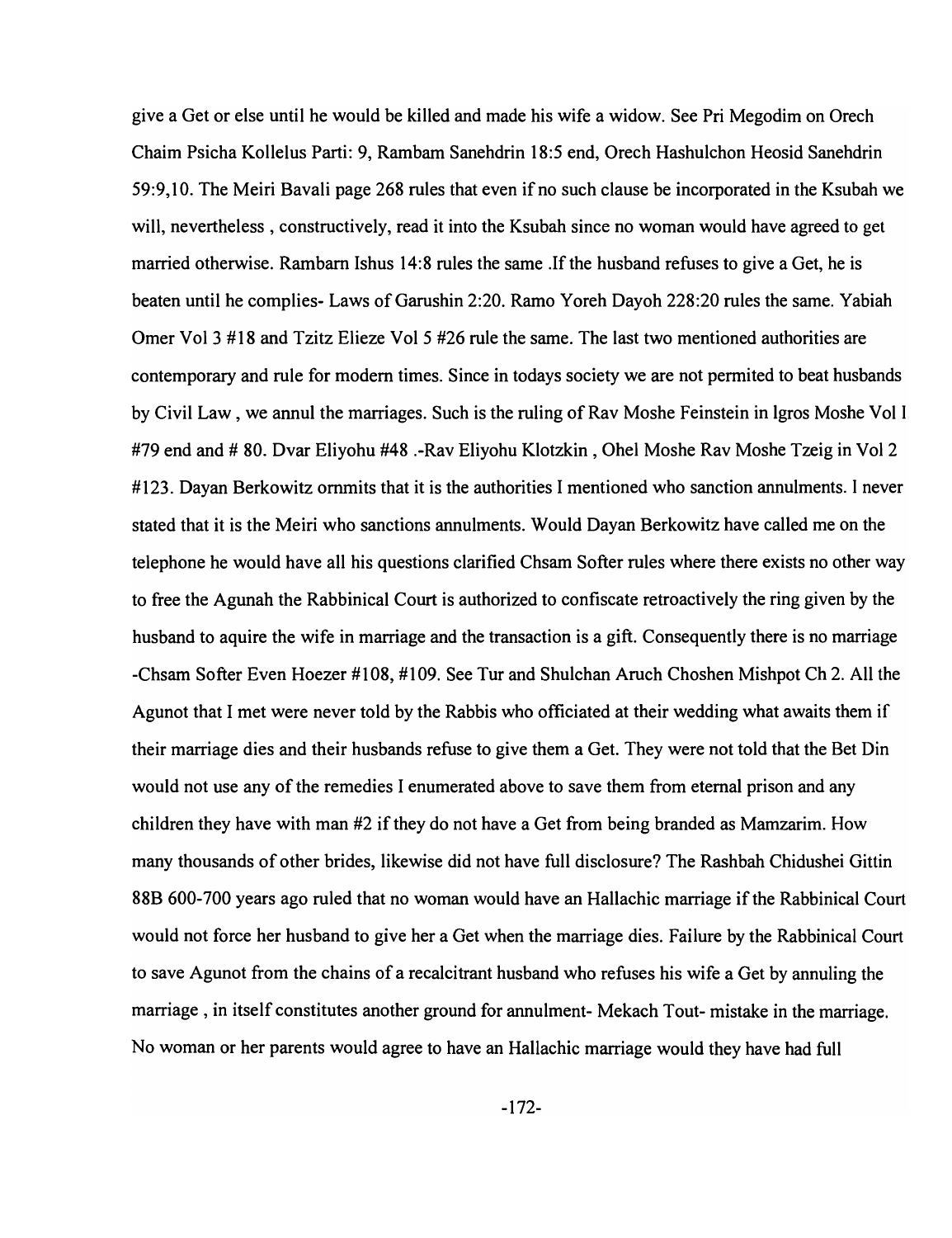give a Get or else until he would be killed and made his wife a widow. See Pri Megodim on Orech Chaim Psicha Kollelus Parti: 9, Rambam Sanehdrin 18:5 end, Orech Hashulchon Heosid Sanehdrin 59:9,10. The Meiri Bavali page 268 rules that even if no such clause be incorporated in the Ksubah we will, nevertheless , constructively, read it into the Ksubah since no woman would have agreed to get married otherwise. Rambarn Ishus 14:8 rules the same .If the husband refuses to give a Get, he is beaten until he complies- Laws of Garushin 2:20. Ramo Yoreh Dayoh 228:20 rules the same. Yabiah Omer Vol 3 #18 and Tzitz Elieze Vol 5 #26 rule the same. The last two mentioned authorities are contemporary and rule for modern times. Since in todays society we are not permited to beat husbands by Civil Law , we annul the marriages. Such is the ruling of Rav Moshe Feinstein in lgros Moshe Vol I #79 end and # 80. Dvar Eliyohu #48 .-Rav Eliyohu Klotzkin , Ohel Moshe Rav Moshe Tzeig in Vol 2 #123. Dayan Berkowitz ornmits that it is the authorities I mentioned who sanction annulments. I never stated that it is the Meiri who sanctions annulments. Would Dayan Berkowitz have called me on the telephone he would have all his questions clarified Chsam Softer rules where there exists no other way to free the Agunah the Rabbinical Court is authorized to confiscate retroactively the ring given by the husband to aquire the wife in marriage and the transaction is a gift. Consequently there is no marriage -Chsam Softer Even Hoezer #108, #109. See Tur and Shulchan Aruch Choshen Mishpot Ch 2. All the Agunot that I met were never told by the Rabbis who officiated at their wedding what awaits them if their marriage dies and their husbands refuse to give them a Get. They were not told that the Bet Din would not use any of the remedies I enumerated above to save them from eternal prison and any children they have with man #2 if they do not have a Get from being branded as Mamzarim. How many thousands of other brides, likewise did not have full disclosure? The Rashbah Chidushei Gittin 88B 600-700 years ago ruled that no woman would have an Hallachic marriage if the Rabbinical Court would not force her husband to give her a Get when the marriage dies. Failure by the Rabbinical Court to save Agunot from the chains of a recalcitrant husband who refuses his wife a Get by annuling the marriage , in itself constitutes another ground for annulment- Mekach Tout- mistake in the marriage. No woman or her parents would agree to have an Hallachic marriage would they have had full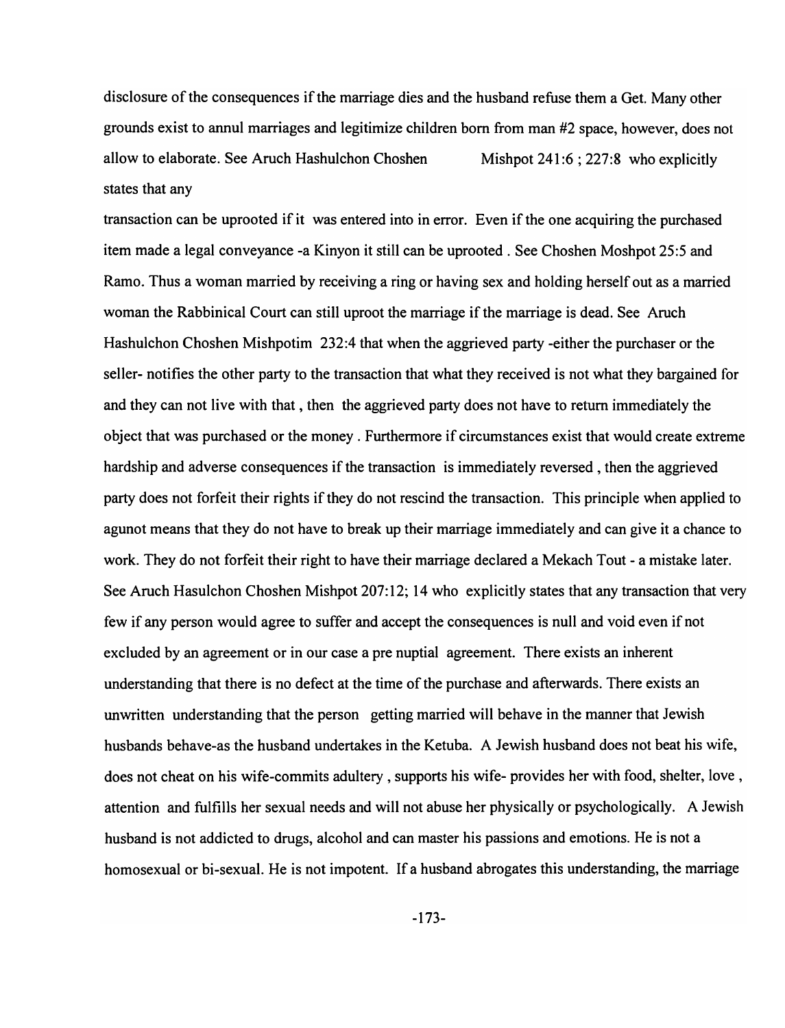disclosure of the consequences if the marriage dies and the husband refuse them a Get. Many other grounds exist to annul marriages and legitimize children born from man #2 space, however, does not allow to elaborate. See Aruch Hashulchon Choshen Mishpot 241:6 ; 227:8 who explicitly states that any

transaction can be uprooted if it was entered into in error. Even if the one acquiring the purchased item made a legal conveyance -a Kinyon it still can be uprooted . See Choshen Moshpot 25:5 and Ramo. Thus a woman married by receiving a ring or having sex and holding herself out as a married woman the Rabbinical Court can still uproot the marriage if the marriage is dead. See Aruch Hashulchon Choshen Mishpotim 232:4 that when the aggrieved party -either the purchaser or the seller- notifies the other party to the transaction that what they received is not what they bargained for and they can not live with that , then the aggrieved party does not have to return immediately the object that was purchased or the money . Furthermore if circumstances exist that would create extreme hardship and adverse consequences if the transaction is immediately reversed , then the aggrieved party does not forfeit their rights if they do not rescind the transaction. This principle when applied to agunot means that they do not have to break up their marriage immediately and can give it a chance to work. They do not forfeit their right to have their marriage declared a Mekach Tout - a mistake later. See Aruch Hasulchon Choshen Mishpot 207:12; 14 who explicitly states that any transaction that very few if any person would agree to suffer and accept the consequences is null and void even if not excluded by an agreement or in our case a pre nuptial agreement. There exists an inherent understanding that there is no defect at the time of the purchase and afterwards. There exists an unwritten understanding that the person getting married will behave in the manner that Jewish husbands behave-as the husband undertakes in the Ketuba. A Jewish husband does not beat his wife, does not cheat on his wife-commits adultery , supports his wife- provides her with food, shelter, love , attention and fulfills her sexual needs and will not abuse her physically or psychologically. A Jewish husband is not addicted to drugs, alcohol and can master his passions and emotions. He is not a homosexual or bi-sexual. He is not impotent. If a husband abrogates this understanding, the marriage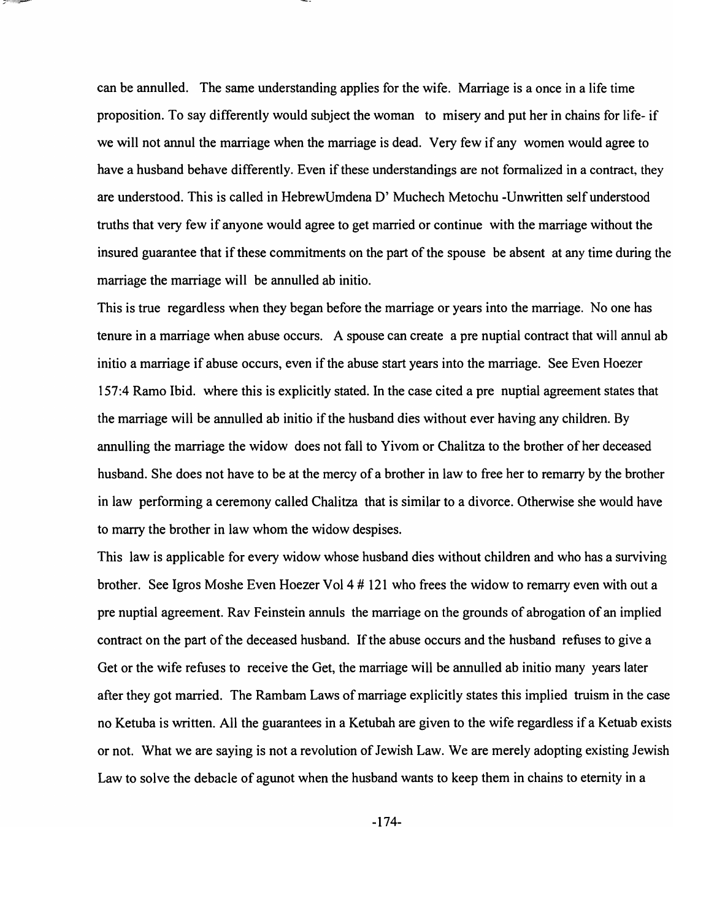can be annulled. The same understanding applies for the wife. Marriage is a once in a life time proposition. To say differently would subject the woman to misery and put her in chains for life- if we will not annul the marriage when the marriage is dead. Very few if any women would agree to have a husband behave differently. Even if these understandings are not formalized in a contract, they are understood. This is called in HebrewUmdena D' Muchech Metochu -Unwritten self understood truths that very few if anyone would agree to get married or continue with the marriage without the insured guarantee that if these commitments on the part of the spouse be absent at any time during the marriage the marriage will be annulled ab initio.

This is true regardless when they began before the marriage or years into the marriage. No one has tenure in a marriage when abuse occurs. A spouse can create a pre nuptial contract that will annul ab initio a marriage if abuse occurs, even if the abuse start years into the marriage. See Even Hoezer 157:4 Ramo Ibid. where this is explicitly stated. In the case cited a pre nuptial agreement states that the marriage will be annulled ab initio if the husband dies without ever having any children. By annulling the marriage the widow does not fall to Yivom or Chalitza to the brother of her deceased husband. She does not have to be at the mercy of a brother in law to free her to remarry by the brother in law performing a ceremony called Chalitza that is similar to a divorce. Otherwise she would have to marry the brother in law whom the widow despises.

This law is applicable for every widow whose husband dies without children and who has a surviving brother. See Igros Moshe Even Hoezer Vol 4 # 121 who frees the widow to remarry even with out a pre nuptial agreement. Rav Feinstein annuls the marriage on the grounds of abrogation of an implied contract on the part of the deceased husband. If the abuse occurs and the husband refuses to give a Get or the wife refuses to receive the Get, the marriage will be annulled ab initio many years later after they got married. The Rambam Laws of marriage explicitly states this implied truism in the case no Ketuba is written. All the guarantees in a Ketubah are given to the wife regardless if a Ketuab exists or not. What we are saying is not a revolution of Jewish Law. We are merely adopting existing Jewish Law to solve the debacle of agunot when the husband wants to keep them in chains to eternity in a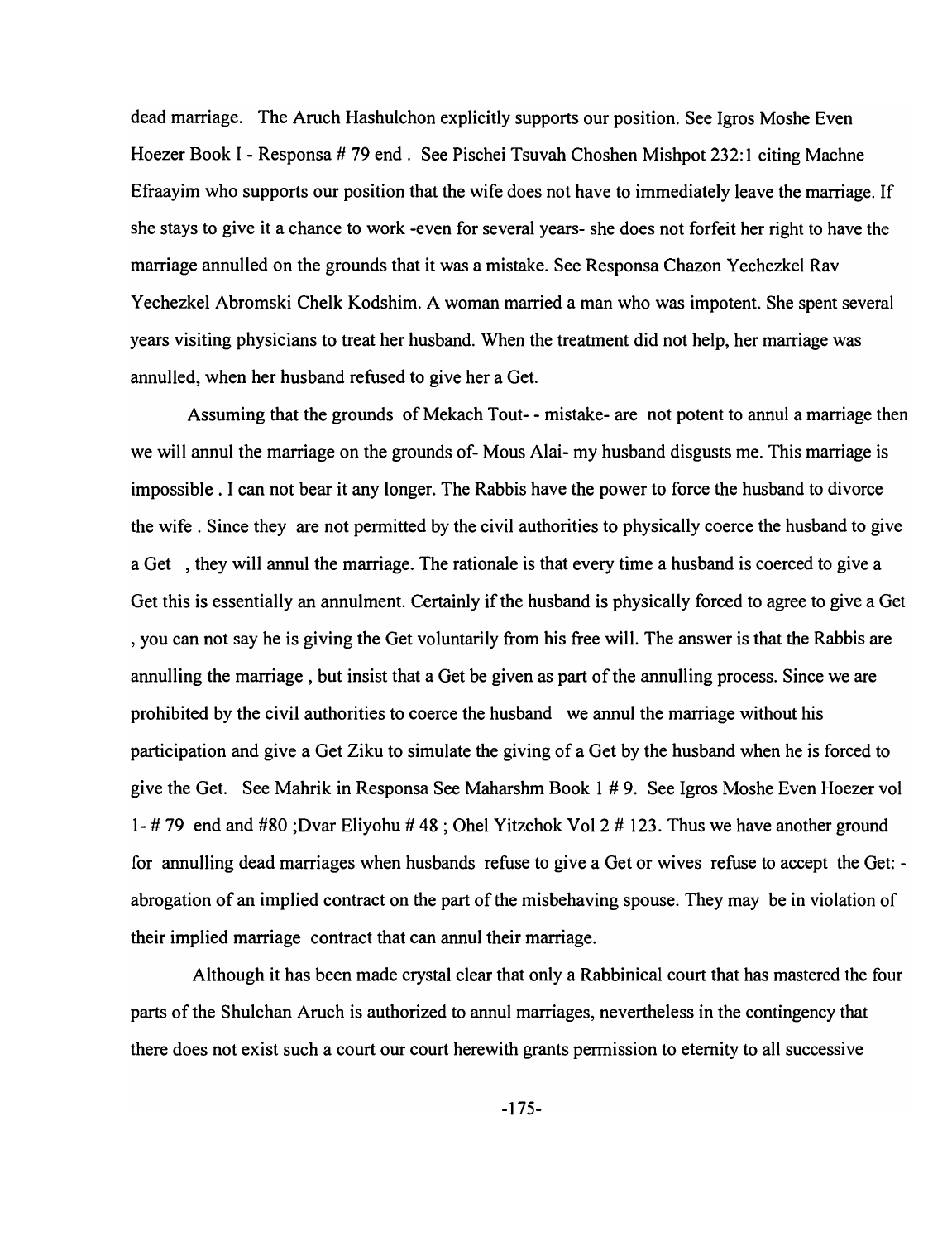dead marriage. The Aruch Hashulchon explicitly supports our position. See Igros Moshe Even Hoezer Book I - Responsa # 79 end . See Pischei Tsuvah Choshen Mishpot 232:1 citing Machne Efraayim who supports our position that the wife does not have to immediately leave the marriage. If she stays to give it a chance to work -even for several years- she does not forfeit her right to have the marriage annulled on the grounds that it was a mistake. See Responsa Chazon Yechezkel Rav Yechezkel Abromski Chelk Kodshim. A woman married a man who was impotent. She spent several years visiting physicians to treat her husband. When the treatment did not help, her marriage was annulled, when her husband refused to give her a Get.

Assuming that the grounds of Mekach Tout- - mistake- are not potent to annul a marriage then we will annul the marriage on the grounds of- Mous Alai- my husband disgusts me. This marriage is impossible . I can not bear it any longer. The Rabbis have the power to force the husband to divorce the wife . Since they are not permitted by the civil authorities to physically coerce the husband to give a Get , they will annul the marriage. The rationale is that every time a husband is coerced to give a Get this is essentially an annulment. Certainly if the husband is physically forced to agree to give a Get , you can not say he is giving the Get voluntarily from his free will. The answer is that the Rabbis are annulling the marriage , but insist that a Get be given as part of the annulling process. Since we are prohibited by the civil authorities to coerce the husband we annul the marriage without his participation and give a Get Ziku to simulate the giving of a Get by the husband when he is forced to give the Get. See Mahrik in Responsa See Maharshm Book 1 # 9. See Igros Moshe Even Hoezer vol 1- # 79 end and #80 ;Dvar Eliyohu # 48 ; Ohel Yitzchok Vol 2 # 123. Thus we have another ground for annulling dead marriages when husbands refuse to give a Get or wives refuse to accept the Get: - abrogation of an implied contract on the part of the misbehaving spouse. They may be in violation of their implied marriage contract that can annul their marriage.

Although it has been made crystal clear that only a Rabbinical court that has mastered the four parts of the Shulchan Aruch is authorized to annul marriages, nevertheless in the contingency that there does not exist such a court our court herewith grants permission to eternity to all successive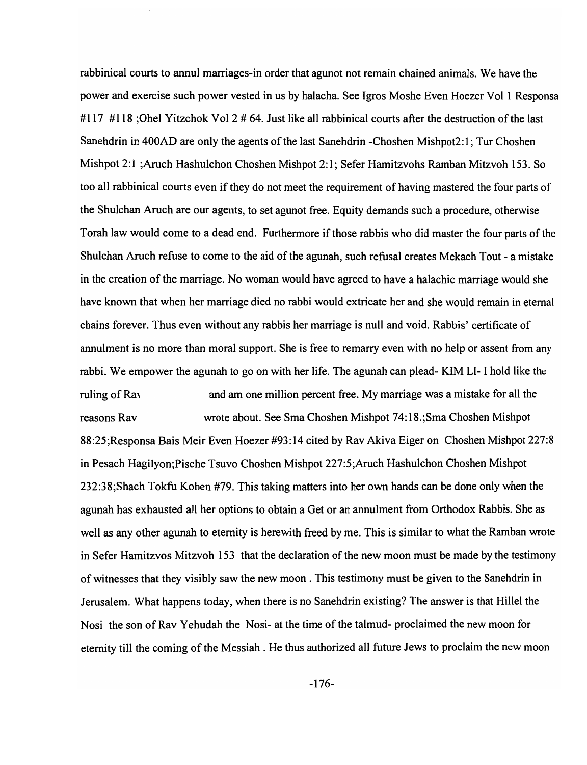rabbinical courts to annul marriages-in order that agunot not remain chained animals. We have the power and exercise such power vested in us by halacha. See Igros Moshe Even Hoezer Vol 1 Responsa #117 #118 ;Ohel Yitzchok Vol 2 # 64. Just like all rabbinical courts after the destruction of the last Sanehdrin in 400AD are only the agents of the last Sanehdrin -Choshen Mishpot2:1; Tur Choshen Mishpot 2:1 ;Aruch Hashulchon Choshen Mishpot 2:1; Sefer Hamitzvohs Ramban Mitzvoh 153. So too all rabbinical courts even if they do not meet the requirement of having mastered the four parts of the Shulchan Aruch are our agents, to set agunot free. Equity demands such a procedure, otherwise Torah law would come to a dead end. Furthermore if those rabbis who did master the four parts of the Shulchan Aruch refuse to come to the aid of the agunah, such refusal creates Mekach Tout - a mistake in the creation of the marriage. No woman would have agreed to have a halachic marriage would she have known that when her marriage died no rabbi would extricate her and she would remain in eternal chains forever. Thus even without any rabbis her marriage is null and void. Rabbis' certificate of annulment is no more than moral support. She is free to remarry even with no help or assent from any rabbi. We empower the agunah to go on with her life. The agunah can plead- KIM LI- I hold like the ruling of Rav and am one million percent free. My marriage was a mistake for all the reasons Rav wrote about. See Sma Choshen Mishpot 74:18.;Sma Choshen Mishpot 88:25;Responsa Bais Meir Even Hoezer #93:14 cited by Rav Akiva Eiger on Choshen Mishpot 227:8 in Pesach Hagilyon;Pische Tsuvo Choshen Mishpot 227:5;Aruch Hashulchon Choshen Mishpot 232:38;Shach Tokfu Kohen #79. This taking matters into her own hands can be done only when the agunah has exhausted all her options to obtain a Get or an annulment from Orthodox Rabbis. She as well as any other agunah to eternity is herewith freed by me. This is similar to what the Ramban wrote in Sefer Hamitzvos Mitzvoh 153 that the declaration of the new moon must be made by the testimony of witnesses that they visibly saw the new moon . This testimony must be given to the Sanehdrin in Jerusalem. What happens today, when there is no Sanehdrin existing? The answer is that Hillel the Nosi the son of Rav Yehudah the Nosi- at the time of the talmud- proclaimed the new moon for eternity till the coming of the Messiah . He thus authorized all future Jews to proclaim the new moon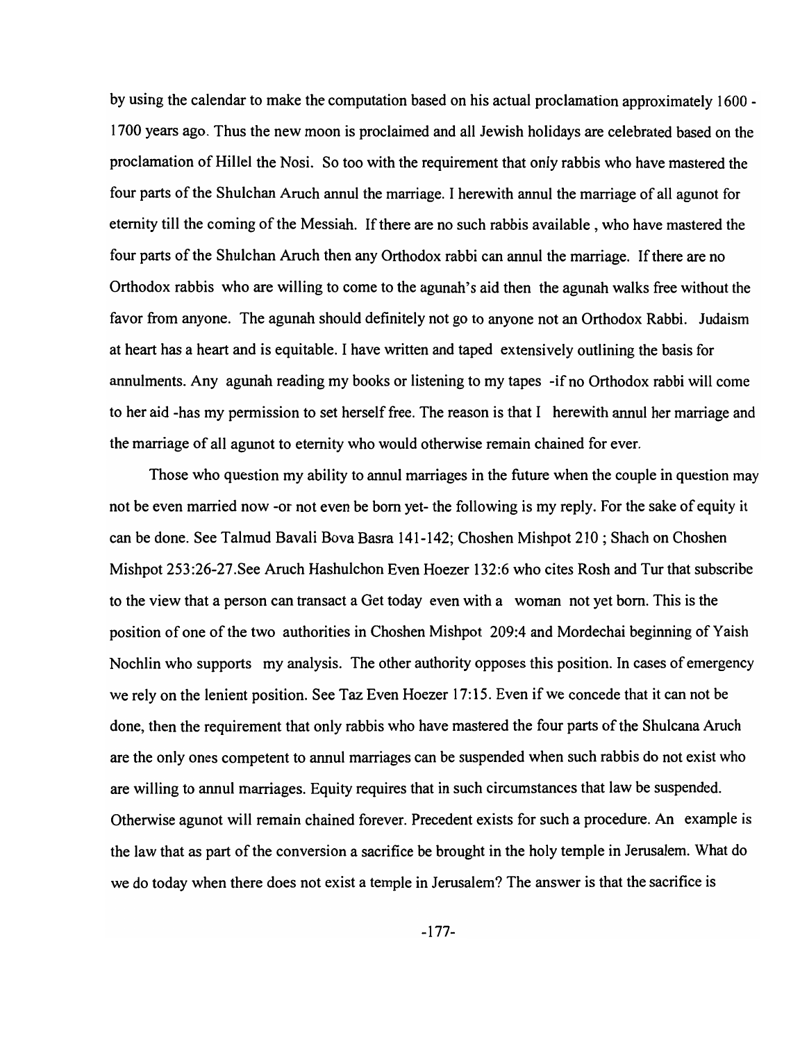by using the calendar to make the computation based on his actual proclamation approximately 1600 - 1700 years ago. Thus the new moon is proclaimed and all Jewish holidays are celebrated based on the proclamation of Hillel the Nosi. So too with the requirement that only rabbis who have mastered the four parts of the Shulchan Aruch annul the marriage. I herewith annul the marriage of all agunot for eternity till the coming of the Messiah. If there are no such rabbis available , who have mastered the four parts of the Shulchan Aruch then any Orthodox rabbi can annul the marriage. If there are no Orthodox rabbis who are willing to come to the agunah's aid then the agunah walks free without the favor from anyone. The agunah should definitely not go to anyone not an Orthodox Rabbi. Judaism at heart has a heart and is equitable. I have written and taped extensively outlining the basis for annulments. Any agunah reading my books or listening to my tapes -if no Orthodox rabbi will come to her aid -has my permission to set herself free. The reason is that I herewith annul her marriage and the marriage of all agunot to eternity who would otherwise remain chained for ever.

Those who question my ability to annul marriages in the future when the couple in question may not be even married now -or not even be born yet- the following is my reply. For the sake of equity it can be done. See Talmud Bavali Bova Basra 141-142; Choshen Mishpot 210 ; Shach on Choshen Mishpot 253:26-27.See Aruch Hashulchon Even Hoezer 132:6 who cites Rosh and Tur that subscribe to the view that a person can transact a Get today even with a woman not yet born. This is the position of one of the two authorities in Choshen Mishpot 209:4 and Mordechai beginning of Yaish Nochlin who supports my analysis. The other authority opposes this position. In cases of emergency we rely on the lenient position. See Taz Even Hoezer 17:15. Even if we concede that it can not be done, then the requirement that only rabbis who have mastered the four parts of the Shulcana Aruch are the only ones competent to annul marriages can be suspended when such rabbis do not exist who are willing to annul marriages. Equity requires that in such circumstances that law be suspended. Otherwise agunot will remain chained forever. Precedent exists for such a procedure. An example is the law that as part of the conversion a sacrifice be brought in the holy temple in Jerusalem. What do we do today when there does not exist a temple in Jerusalem? The answer is that the sacrifice is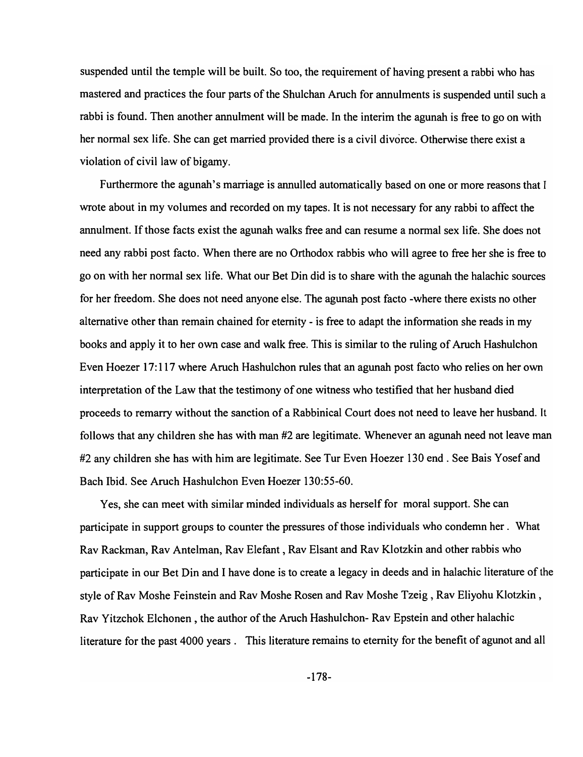suspended until the temple will be built. So too, the requirement of having present a rabbi who has mastered and practices the four parts of the Shulchan Aruch for annulments is suspended until such a rabbi is found. Then another annulment will be made. In the interim the agunah is free to go on with her normal sex life. She can get married provided there is a civil divorce. Otherwise there exist a violation of civil law of bigamy.

Furthermore the agunah's marriage is annulled automatically based on one or more reasons that I wrote about in my volumes and recorded on my tapes. It is not necessary for any rabbi to affect the annulment. If those facts exist the agunah walks free and can resume a normal sex life. She does not need any rabbi post facto. When there are no Orthodox rabbis who will agree to free her she is free to go on with her normal sex life. What our Bet Din did is to share with the agunah the halachic sources for her freedom. She does not need anyone else. The agunah post facto -where there exists no other alternative other than remain chained for eternity - is free to adapt the information she reads in my books and apply it to her own case and walk free. This is similar to the ruling of Aruch Hashulchon Even Hoezer 17:117 where Aruch Hashulchon rules that an agunah post facto who relies on her own interpretation of the Law that the testimony of one witness who testified that her husband died proceeds to remarry without the sanction of a Rabbinical Court does not need to leave her husband. It follows that any children she has with man #2 are legitimate. Whenever an agunah need not leave man #2 any children she has with him are legitimate. See Tur Even Hoezer 130 end . See Bais Yosef and Bach Ibid. See Aruch Hashulchon Even Hoezer 130:55-60.

Yes, she can meet with similar minded individuals as herself for moral support. She can participate in support groups to counter the pressures of those individuals who condemn her . What Rav Rackman, Rav Antelman, Rav Elefant , Rav Elsant and Rav Klotzkin and other rabbis who participate in our Bet Din and I have done is to create a legacy in deeds and in halachic literature of the style of Rav Moshe Feinstein and Rav Moshe Rosen and Rav Moshe Tzeig , Rav Eliyohu Klotzkin , Rav Yitzchok Elchonen , the author of the Aruch Hashulchon- Rav Epstein and other halachic literature for the past 4000 years . This literature remains to eternity for the benefit of agunot and all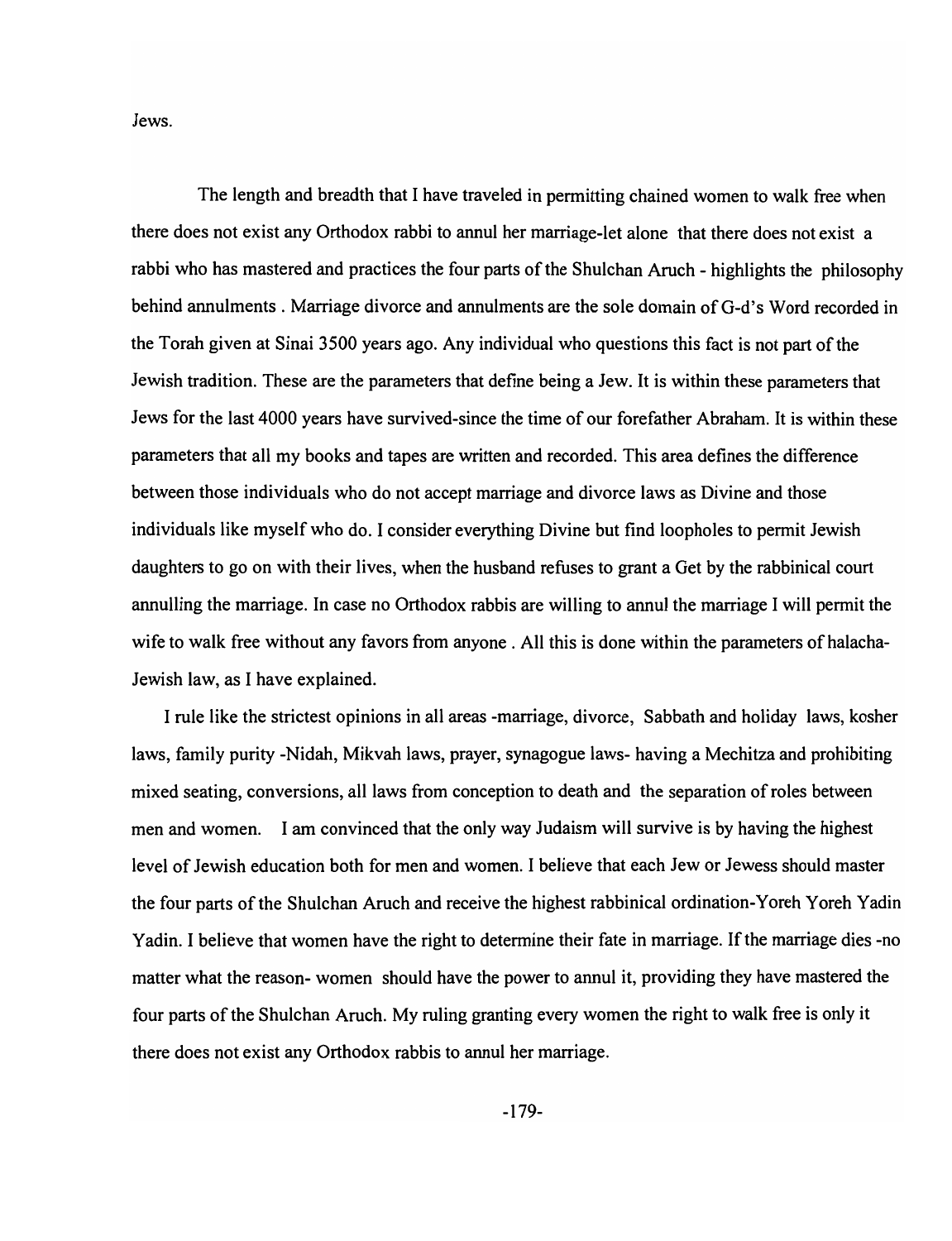Jews.

The length and breadth that I have traveled in permitting chained women to walk free when there does not exist any Orthodox rabbi to annul her marriage-let alone that there does not exist a rabbi who has mastered and practices the four parts of the Shulchan Aruch - highlights the philosophy behind annulments . Marriage divorce and annulments are the sole domain of G-d's Word recorded in the Torah given at Sinai 3500 years ago. Any individual who questions this fact is not part of the Jewish tradition. These are the parameters that define being a Jew. It is within these parameters that Jews for the last 4000 years have survived-since the time of our forefather Abraham. It is within these parameters that all my books and tapes are written and recorded. This area defines the difference between those individuals who do not accept marriage and divorce laws as Divine and those individuals like myself who do. I consider everything Divine but find loopholes to permit Jewish daughters to go on with their lives, when the husband refuses to grant a Get by the rabbinical court annulling the marriage. In case no Orthodox rabbis are willing to annul the marriage I will permit the wife to walk free without any favors from anyone . All this is done within the parameters of halacha-Jewish law, as I have explained.

I rule like the strictest opinions in all areas -marriage, divorce, Sabbath and holiday laws, kosher laws, family purity -Nidah, Mikvah laws, prayer, synagogue laws- having a Mechitza and prohibiting mixed seating, conversions, all laws from conception to death and the separation of roles between men and women. I am convinced that the only way Judaism will survive is by having the highest level of Jewish education both for men and women. I believe that each Jew or Jewess should master the four parts of the Shulchan Aruch and receive the highest rabbinical ordination-Yoreh Yoreh Yadin Yadin. I believe that women have the right to determine their fate in marriage. If the marriage dies -no matter what the reason- women should have the power to annul it, providing they have mastered the four parts of the Shulchan Aruch. My ruling granting every women the right to walk free is only it there does not exist any Orthodox rabbis to annul her marriage.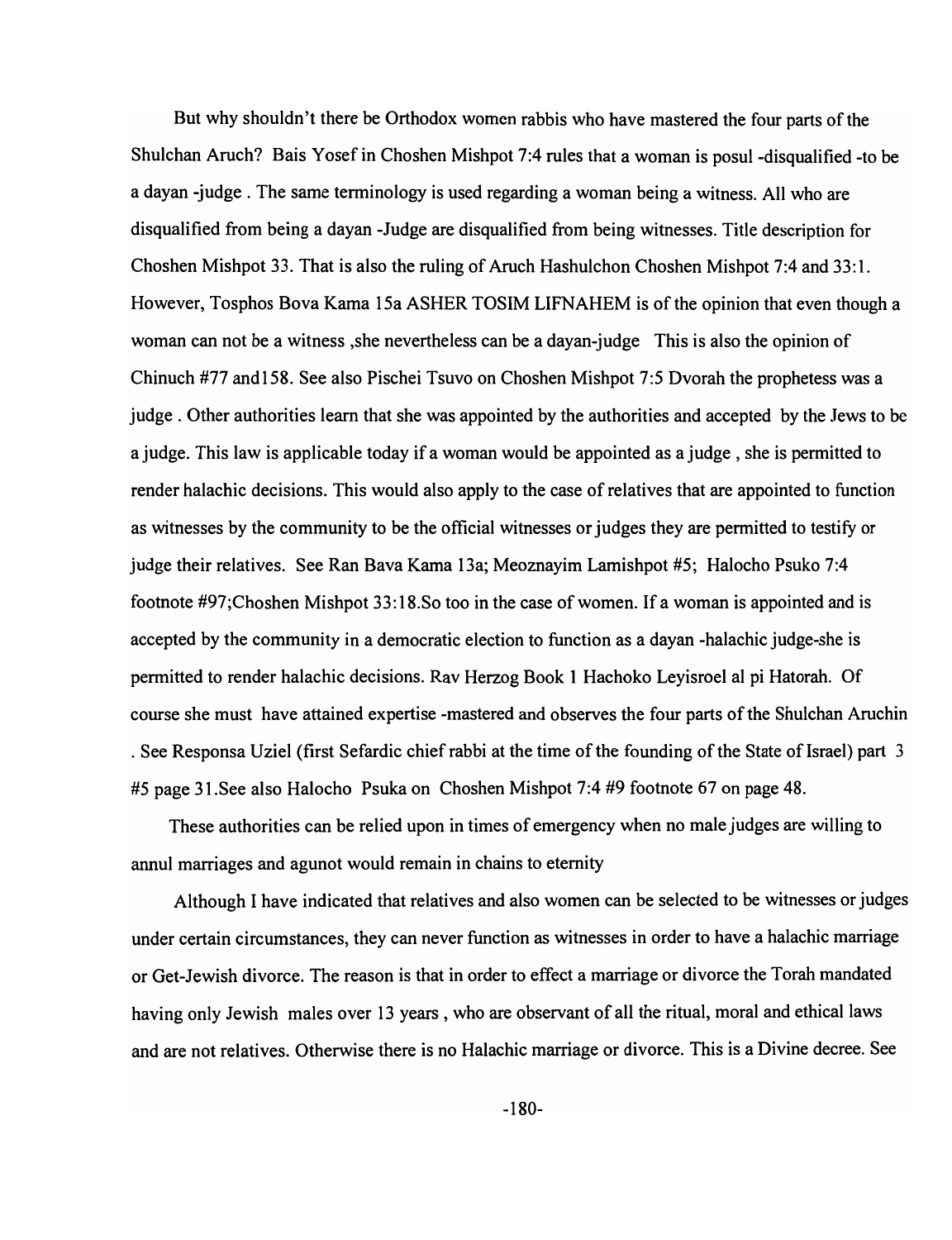But why shouldn't there be Orthodox women rabbis who have mastered the four parts of the Shulchan Aruch? Bais Yosef in Choshen Mishpot 7:4 rules that a woman is posul -disqualified -to be a dayan -judge . The same terminology is used regarding a woman being a witness. All who are disqualified from being a dayan -Judge are disqualified from being witnesses. Title description for Choshen Mishpot 33. That is also the ruling of Aruch Hashulchon Choshen Mishpot 7:4 and 33:1. However, Tosphos Bova Kama 15a ASHER TOSIM LIFNAHEM is of the opinion that even though a woman can not be a witness ,she nevertheless can be a dayan-judge This is also the opinion of Chinuch #77 and158. See also Pischei Tsuvo on Choshen Mishpot 7:5 Dvorah the prophetess was a judge . Other authorities learn that she was appointed by the authorities and accepted by the Jews to be a judge. This law is applicable today if a woman would be appointed as a judge , she is permitted to render halachic decisions. This would also apply to the case of relatives that are appointed to function as witnesses by the community to be the official witnesses or judges they are permitted to testify or judge their relatives. See Ran Bava Kama 13a; Meoznayim Lamishpot #5; Halocho Psuko 7:4 footnote #97;Choshen Mishpot 33:18.So too in the case of women. If a woman is appointed and is accepted by the community in a democratic election to function as a dayan -halachic judge-she is permitted to render halachic decisions. Rav Herzog Book 1 Hachoko Leyisroel al pi Hatorah. Of course she must have attained expertise -mastered and observes the four parts of the Shulchan Aruchin . See Responsa Uziel (first Sefardic chief rabbi at the time of the founding of the State of Israel) part 3 #5 page 31.See also Halocho Psuka on Choshen Mishpot 7:4 #9 footnote 67 on page 48.

These authorities can be relied upon in times of emergency when no male judges are willing to annul marriages and agunot would remain in chains to eternity

Although I have indicated that relatives and also women can be selected to be witnesses or judges under certain circumstances, they can never function as witnesses in order to have a halachic marriage or Get-Jewish divorce. The reason is that in order to effect a marriage or divorce the Torah mandated having only Jewish males over 13 years , who are observant of all the ritual, moral and ethical laws and are not relatives. Otherwise there is no Halachic marriage or divorce. This is a Divine decree. See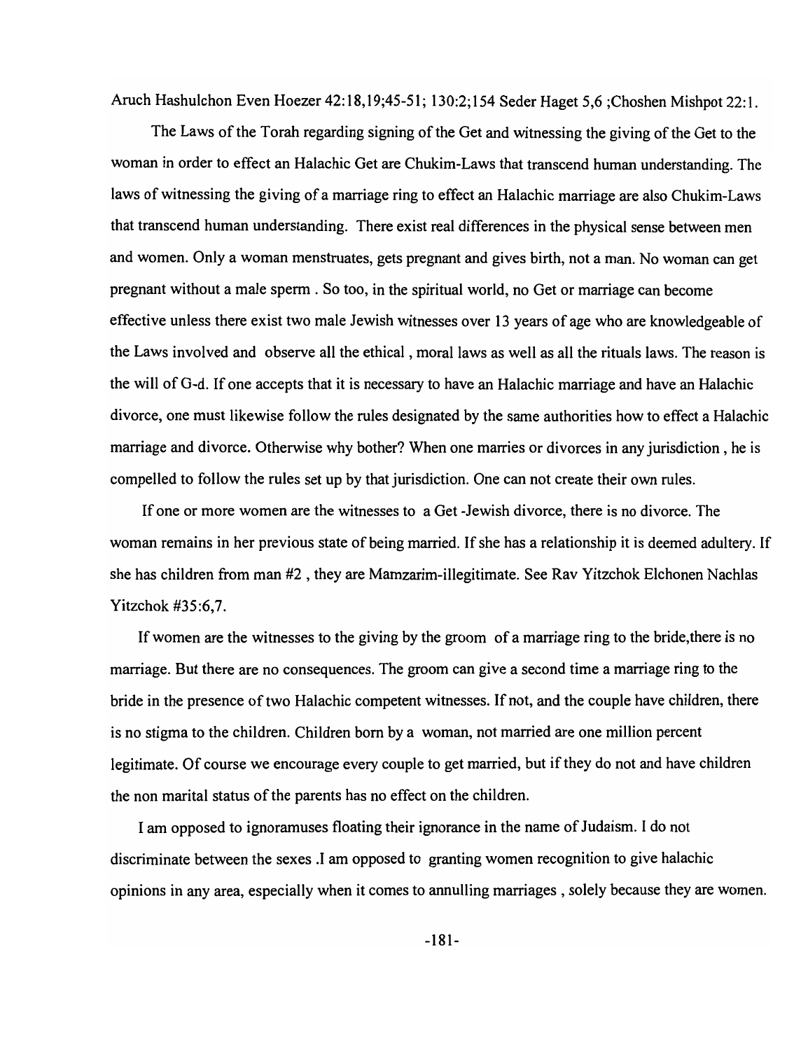Aruch Hashulchon Even Hoezer 42:18,19;45-51; 130:2;154 Seder Haget 5,6 ;Choshen Mishpot 22:1.

The Laws of the Torah regarding signing of the Get and witnessing the giving of the Get to the woman in order to effect an Halachic Get are Chukim-Laws that transcend human understanding. The laws of witnessing the giving of a marriage ring to effect an Halachic marriage are also Chukim-Laws that transcend human understanding. There exist real differences in the physical sense between men and women. Only a woman menstruates, gets pregnant and gives birth, not a man. No woman can get pregnant without a male sperm . So too, in the spiritual world, no Get or marriage can become effective unless there exist two male Jewish witnesses over 13 years of age who are knowledgeable of the Laws involved and observe all the ethical , moral laws as well as all the rituals laws. The reason is the will of G-d. If one accepts that it is necessary to have an Halachic marriage and have an Halachic divorce, one must likewise follow the rules designated by the same authorities how to effect a Halachic marriage and divorce. Otherwise why bother? When one marries or divorces in any jurisdiction , he is compelled to follow the rules set up by that jurisdiction. One can not create their own rules.

If one or more women are the witnesses to a Get -Jewish divorce, there is no divorce. The woman remains in her previous state of being married. If she has a relationship it is deemed adultery. If she has children from man #2 , they are Mamzarim-illegitimate. See Rav Yitzchok Elchonen Nachlas Yitzchok #35:6,7.

If women are the witnesses to the giving by the groom of a marriage ring to the bride,there is no marriage. But there are no consequences. The groom can give a second time a marriage ring to the bride in the presence of two Halachic competent witnesses. If not, and the couple have children, there is no stigma to the children. Children born by a woman, not married are one million percent legitimate. Of course we encourage every couple to get married, but if they do not and have children the non marital status of the parents has no effect on the children.

I am opposed to ignoramuses floating their ignorance in the name of Judaism. I do not discriminate between the sexes .I am opposed to granting women recognition to give halachic opinions in any area, especially when it comes to annulling marriages , solely because they are women.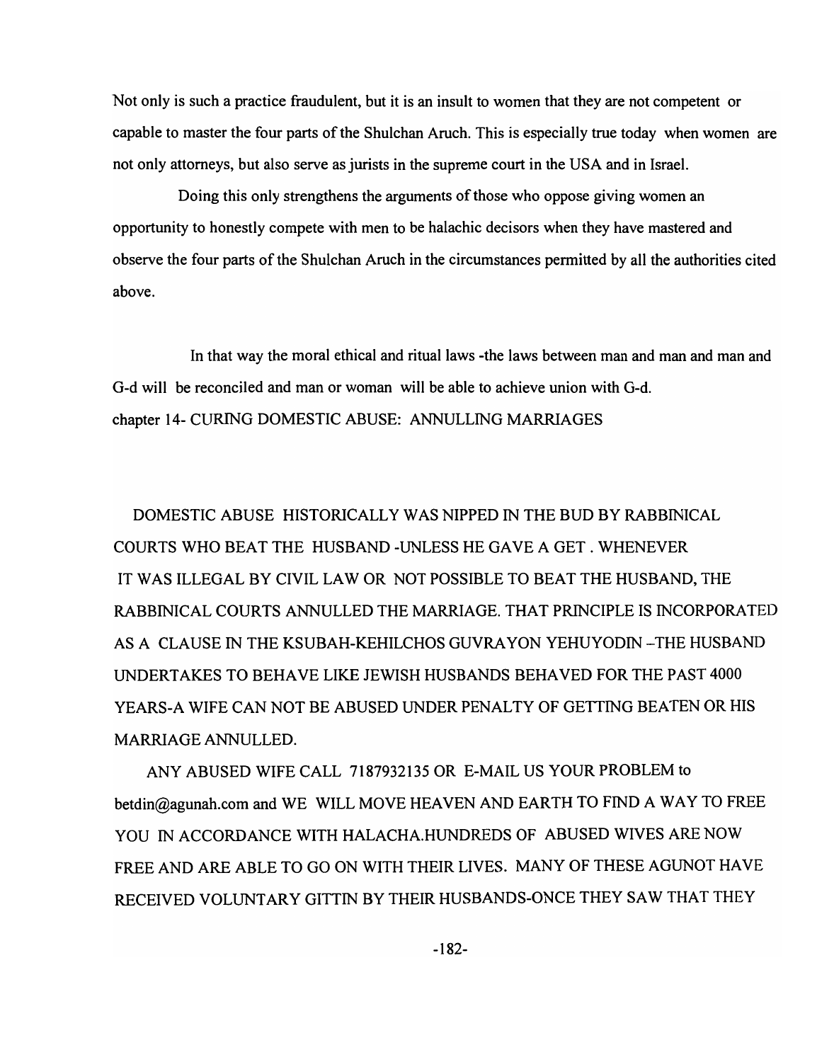Not only is such a practice fraudulent, but it is an insult to women that they are not competent or capable to master the four parts of the Shulchan Aruch. This is especially true today when women are not only attorneys, but also serve as jurists in the supreme court in the USA and in Israel.

Doing this only strengthens the arguments of those who oppose giving women an opportunity to honestly compete with men to be halachic decisors when they have mastered and observe the four parts of the Shulchan Aruch in the circumstances permitted by all the authorities cited above.

In that way the moral ethical and ritual laws -the laws between man and man and man and G-d will be reconciled and man or woman will be able to achieve union with G-d.

## chapter 14- CURING DOMESTIC ABUSE: ANNULLING MARRIAGES

DOMESTIC ABUSE HISTORICALLY WAS NIPPED IN THE BUD BY RABBINICAL COURTS WHO BEAT THE HUSBAND -UNLESS HE GAVE A GET . WHENEVER IT WAS ILLEGAL BY CIVIL LAW OR NOT POSSIBLE TO BEAT THE HUSBAND, THE RABBINICAL COURTS ANNULLED THE MARRIAGE. THAT PRINCIPLE IS INCORPORATED AS A CLAUSE IN THE KSUBAH-KEHILCHOS GUVRAYON YEHUYODIN –THE HUSBAND UNDERTAKES TO BEHAVE LIKE JEWISH HUSBANDS BEHAVED FOR THE PAST 4000 YEARS-A WIFE CAN NOT BE ABUSED UNDER PENALTY OF GETTING BEATEN OR HIS MARRIAGE ANNULLED.

ANY ABUSED WIFE CALL 7187932135 OR E-MAIL US YOUR PROBLEM to betdin@agunah.com and WE WILL MOVE HEAVEN AND EARTH TO FIND A WAY TO FREE YOU IN ACCORDANCE WITH HALACHA.HUNDREDS OF ABUSED WIVES ARE NOW FREE AND ARE ABLE TO GO ON WITH THEIR LIVES. MANY OF THESE AGUNOT HAVE RECEIVED VOLUNTARY GITTIN BY THEIR HUSBANDS-ONCE THEY SAW THAT THEY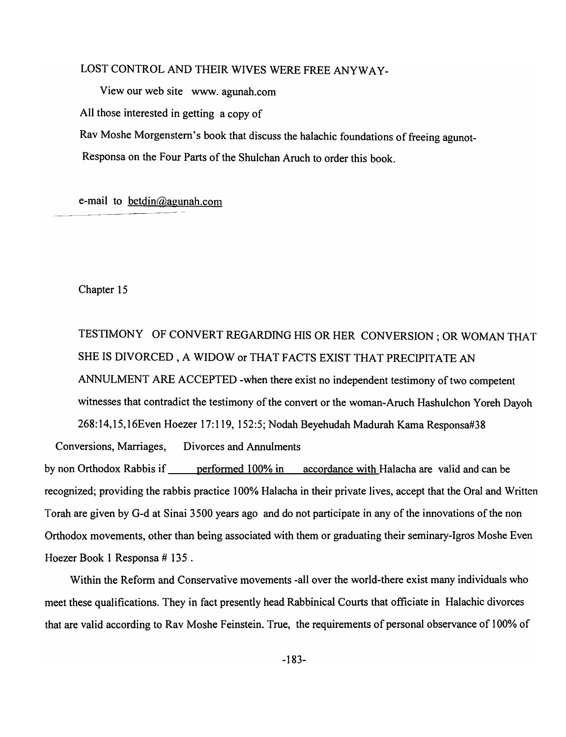LOST CONTROL AND THEIR WIVES WERE FREE ANYWAY-

View our web site www. agunah.com

All those interested in getting a copy of

Rav Moshe Morgenstern's book that discuss the halachic foundations of freeing agunot-

Responsa on the Four Parts of the Shulchan Aruch to order this book.

e-mail to betdin@agunah.com

## Chapter 15

TESTIMONY OF CONVERT REGARDING HIS OR HER CONVERSION ; OR WOMAN THAT SHE IS DIVORCED , A WIDOW or THAT FACTS EXIST THAT PRECIPITATE AN ANNULMENT ARE ACCEPTED -when there exist no independent testimony of two competent witnesses that contradict the testimony of the convert or the woman-Aruch Hashulchon Yoreh Dayoh 268:14,15,16Even Hoezer 17:119, 152:5; Nodah Beyehudah Madurah Kama Responsa#38

Conversions, Marriages, Divorces and Annulments by non Orthodox Rabbis if performed 100% in accordance with Halacha are valid and can be recognized; providing the rabbis practice 100% Halacha in their private lives, accept that the Oral and Written Torah are given by G-d at Sinai 3500 years ago and do not participate in any of the innovations of the non Orthodox movements, other than being associated with them or graduating their seminary-Igros Moshe Even Hoezer Book 1 Responsa # 135 .

Within the Reform and Conservative movements -all over the world-there exist many individuals who meet these qualifications. They in fact presently head Rabbinical Courts that officiate in Halachic divorces that are valid according to Rav Moshe Feinstein. True, the requirements of personal observance of 100% of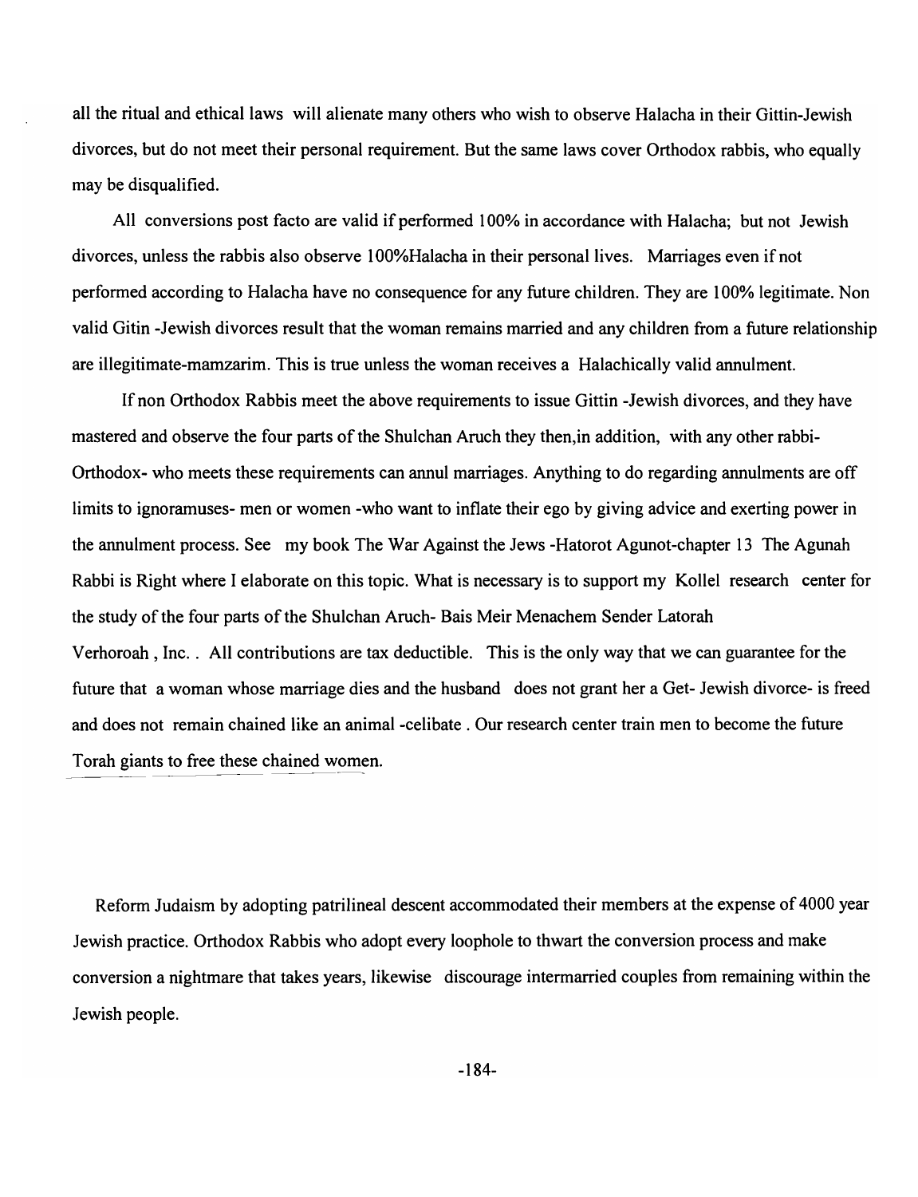all the ritual and ethical laws will alienate many others who wish to observe Halacha in their Gittin-Jewish divorces, but do not meet their personal requirement. But the same laws cover Orthodox rabbis, who equally may be disqualified.

All conversions post facto are valid if performed 100% in accordance with Halacha; but not Jewish divorces, unless the rabbis also observe 100%Halacha in their personal lives. Marriages even if not performed according to Halacha have no consequence for any future children. They are 100% legitimate. Non valid Gitin -Jewish divorces result that the woman remains married and any children from a future relationship are illegitimate-mamzarim. This is true unless the woman receives a Halachically valid annulment.

If non Orthodox Rabbis meet the above requirements to issue Gittin -Jewish divorces, and they have mastered and observe the four parts of the Shulchan Aruch they then,in addition, with any other rabbi-Orthodox- who meets these requirements can annul marriages. Anything to do regarding annulments are off limits to ignoramuses- men or women -who want to inflate their ego by giving advice and exerting power in the annulment process. See my book The War Against the Jews -Hatorot Agunot-chapter 13 The Agunah Rabbi is Right where I elaborate on this topic. What is necessary is to support my Kollel research center for the study of the four parts of the Shulchan Aruch- Bais Meir Menachem Sender Latorah Verhoroah , Inc. . All contributions are tax deductible. This is the only way that we can guarantee for the future that a woman whose marriage dies and the husband does not grant her a Get- Jewish divorce- is freed and does not remain chained like an animal -celibate . Our research center train men to become the future Torah giants to free these chained women.

Reform Judaism by adopting patrilineal descent accommodated their members at the expense of 4000 year Jewish practice. Orthodox Rabbis who adopt every loophole to thwart the conversion process and make conversion a nightmare that takes years, likewise discourage intermarried couples from remaining within the Jewish people.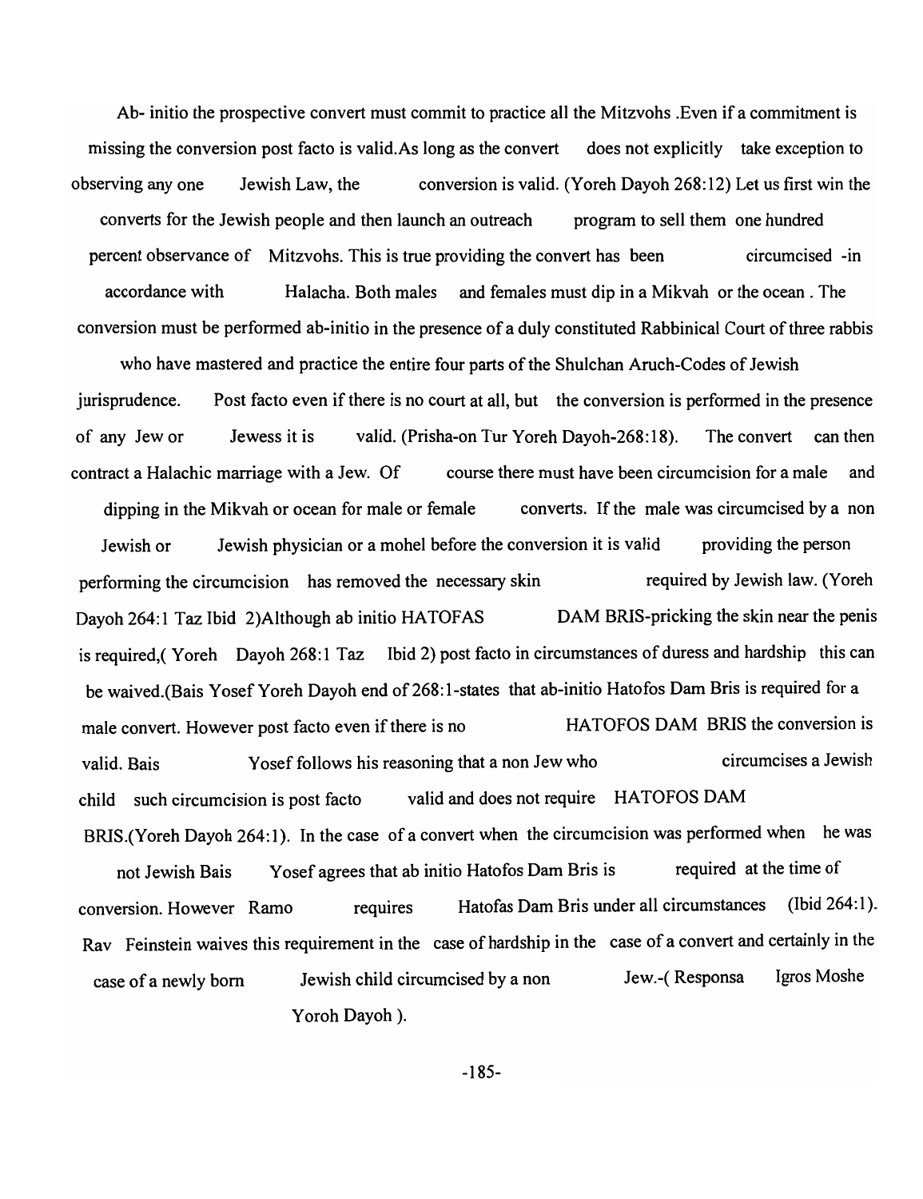Ab- initio the prospective convert must commit to practice all the Mitzvohs .Even if a commitment is missing the conversion post facto is valid.As long as the convert does not explicitly take exception to observing any one Jewish Law, the conversion is valid. (Yoreh Dayoh 268:12) Let us first win the converts for the Jewish people and then launch an outreach program to sell them one hundred percent observance of Mitzvohs. This is true providing the convert has been circumcised -in accordance with Halacha. Both males and females must dip in a Mikvah or the ocean . The conversion must be performed ab-initio in the presence of a duly constituted Rabbinical Court of three rabbis who have mastered and practice the entire four parts of the Shulchan Aruch-Codes of Jewish jurisprudence. Post facto even if there is no court at all, but the conversion is performed in the presence of any Jew or Jewess it is valid. (Prisha-on Tur Yoreh Dayoh-268:18). The convert can then contract a Halachic marriage with a Jew. Of course there must have been circumcision for a male and dipping in the Mikvah or ocean for male or female converts. If the male was circumcised by a non Jewish or Jewish physician or a mohel before the conversion it is valid providing the person performing the circumcision has removed the necessary skin required by Jewish law. (Yoreh Dayoh 264:1 Taz Ibid 2)Although ab initio HATOFAS DAM BRIS-pricking the skin near the penis is required,( Yoreh Dayoh 268:1 Taz Ibid 2) post facto in circumstances of duress and hardship this can be waived.(Bais Yosef Yoreh Dayoh end of 268:1-states that ab-initio Hatofos Dam Bris is required for a male convert. However post facto even if there is no HATOFOS DAM BRIS the conversion is valid. Bais Yosef follows his reasoning that a non Jew who circumcises a Jewish child such circumcision is post facto valid and does not require HATOFOS DAM BRIS.(Yoreh Dayoh 264:1). In the case of a convert when the circumcision was performed when he was not Jewish Bais Yosef agrees that ab initio Hatofos Dam Bris is required at the time of conversion. However Ramo requires Hatofas Dam Bris under all circumstances (Ibid 264:1). Rav Feinstein waives this requirement in the case of hardship in the case of a convert and certainly in the case of a newly born Jewish child circumcised by a non Jew.-( Responsa Igros Moshe Yoroh Dayoh ).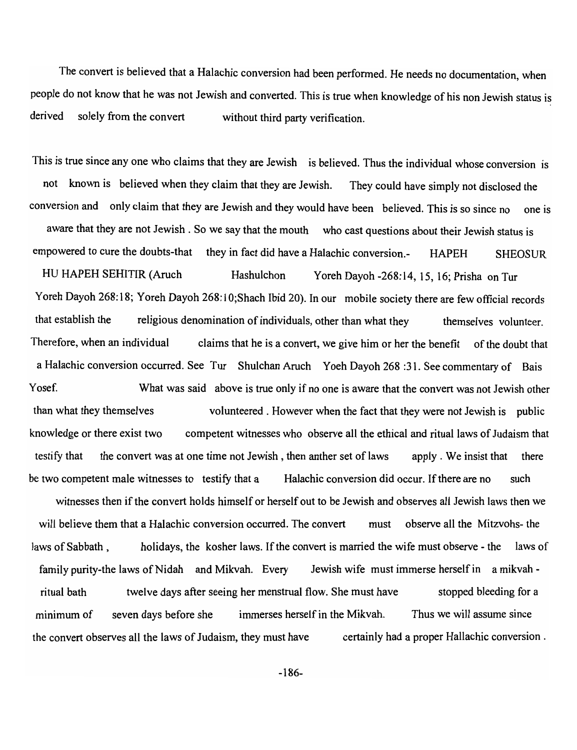The convert is believed that a Halachic conversion had been performed. He needs no documentation, when people do not know that he was not Jewish and converted. This is true when knowledge of his non Jewish status is derived solely from the convert without third party verification.

This is true since any one who claims that they are Jewish is believed. Thus the individual whose conversion is not known is believed when they claim that they are Jewish. They could have simply not disclosed the conversion and only claim that they are Jewish and they would have been believed. This is so since no one is aware that they are not Jewish . So we say that the mouth who cast questions about their Jewish status is empowered to cure the doubts-that they in fact did have a Halachic conversion.- HAPEH SHEOSUR HU HAPEH SEHITIR (Aruch Hashulchon Yoreh Dayoh -268:14, 15, 16; Prisha on Tur Yoreh Dayoh 268:18; Yoreh Dayoh 268:10;Shach Ibid 20). In our mobile society there are few official records that establish the religious denomination of individuals, other than what they themselves volunteer. Therefore, when an individual claims that he is a convert, we give him or her the benefit of the doubt that a Halachic conversion occurred. See Tur Shulchan Aruch Yoeh Dayoh 268 :31. See commentary of Bais Yosef. What was said above is true only if no one is aware that the convert was not Jewish other than what they themselves volunteered . However when the fact that they were not Jewish is public knowledge or there exist two competent witnesses who observe all the ethical and ritual laws of Judaism that testify that the convert was at one time not Jewish , then anther set of laws apply . We insist that there be two competent male witnesses to testify that a Halachic conversion did occur. If there are no such witnesses then if the convert holds himself or herself out to be Jewish and observes all Jewish laws then we will believe them that a Halachic conversion occurred. The convert must observe all the Mitzvohs- the laws of Sabbath , holidays, the kosher laws. If the convert is married the wife must observe - the laws of family purity-the laws of Nidah and Mikvah. Every Jewish wife must immerse herself in a mikvah - ritual bath twelve days after seeing her menstrual flow. She must have stopped bleeding for a minimum of seven days before she immerses herself in the Mikvah. Thus we will assume since the convert observes all the laws of Judaism, they must have certainly had a proper Hallachic conversion .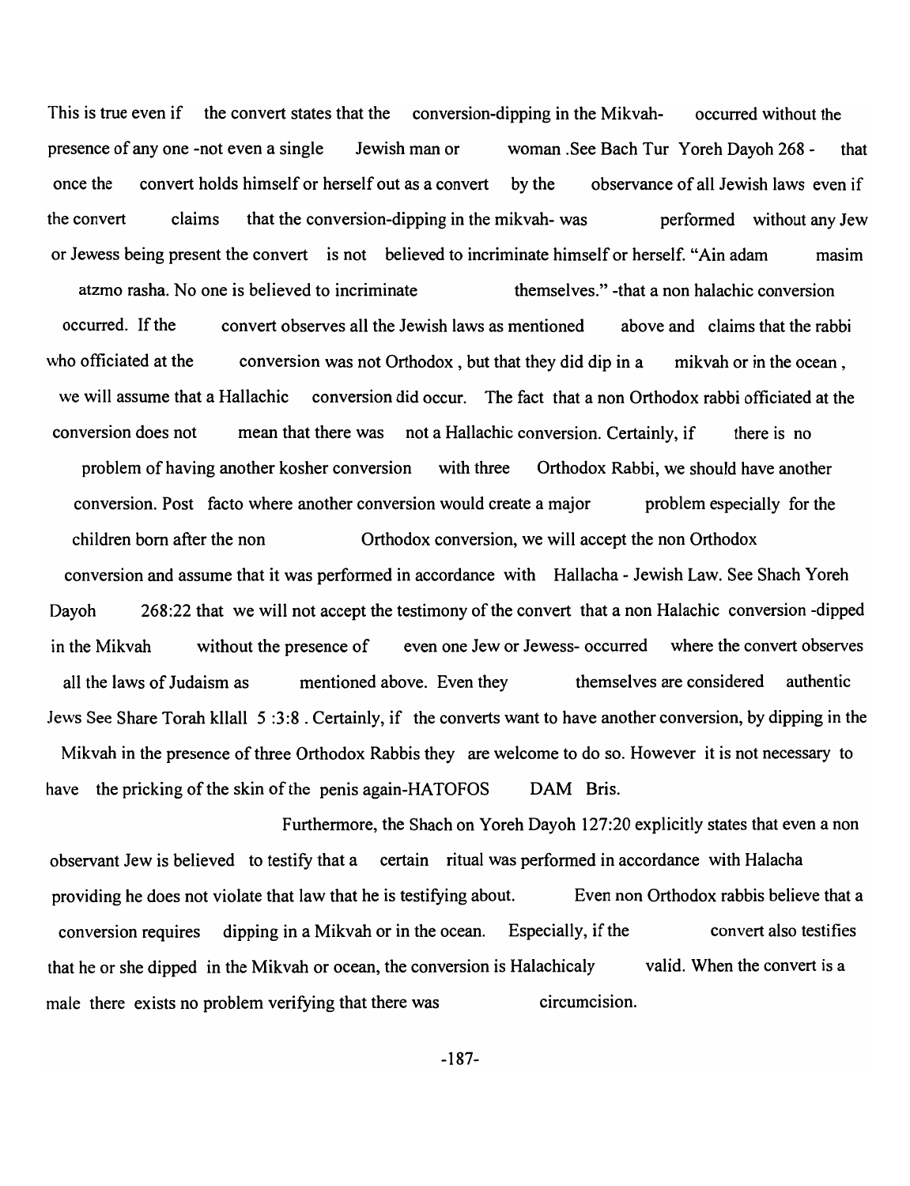This is true even if the convert states that the conversion-dipping in the Mikvah- occurred without the presence of any one -not even a single Jewish man or woman .See Bach Tur Yoreh Dayoh 268 - that once the convert holds himself or herself out as a convert by the observance of all Jewish laws even if the convert claims that the conversion-dipping in the mikvah- was performed without any Jew or Jewess being present the convert is not believed to incriminate himself or herself. "Ain adam masim atzmo rasha. No one is believed to incriminate themselves." -that a non halachic conversion occurred. If the convert observes all the Jewish laws as mentioned above and claims that the rabbi who officiated at the conversion was not Orthodox , but that they did dip in a mikvah or in the ocean , we will assume that a Hallachic conversion did occur. The fact that a non Orthodox rabbi officiated at the conversion does not mean that there was not a Hallachic conversion. Certainly, if there is no problem of having another kosher conversion with three Orthodox Rabbi, we should have another conversion. Post facto where another conversion would create a major problem especially for the children born after the non Orthodox conversion, we will accept the non Orthodox conversion and assume that it was performed in accordance with Hallacha - Jewish Law. See Shach Yoreh Dayoh 268:22 that we will not accept the testimony of the convert that a non Halachic conversion -dipped in the Mikvah without the presence of even one Jew or Jewess- occurred where the convert observes all the laws of Judaism as mentioned above. Even they themselves are considered authentic Jews See Share Torah kllall 5 :3:8 . Certainly, if the converts want to have another conversion, by dipping in the Mikvah in the presence of three Orthodox Rabbis they are welcome to do so. However it is not necessary to have the pricking of the skin of the penis again-HATOFOS DAM Bris.

Furthermore, the Shach on Yoreh Dayoh 127:20 explicitly states that even a non observant Jew is believed to testify that a certain ritual was performed in accordance with Halacha providing he does not violate that law that he is testifying about. Even non Orthodox rabbis believe that a conversion requires dipping in a Mikvah or in the ocean. Especially, if the convert also testifies that he or she dipped in the Mikvah or ocean, the conversion is Halachicaly valid. When the convert is a male there exists no problem verifying that there was circumcision.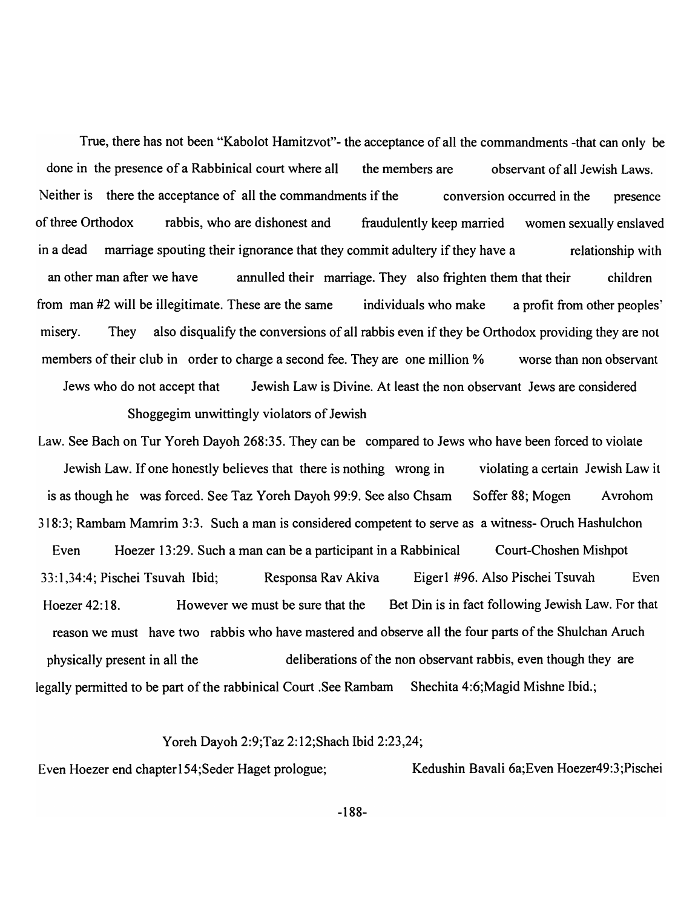True, there has not been "Kabolot Hamitzvot"- the acceptance of all the commandments -that can only be done in the presence of a Rabbinical court where all the members are observant of all Jewish Laws. Neither is there the acceptance of all the commandments if the conversion occurred in the presence of three Orthodox rabbis, who are dishonest and fraudulently keep married women sexually enslaved in a dead marriage spouting their ignorance that they commit adultery if they have a relationship with an other man after we have annulled their marriage. They also frighten them that their children from man #2 will be illegitimate. These are the same individuals who make a profit from other peoples' misery. They also disqualify the conversions of all rabbis even if they be Orthodox providing they are not members of their club in order to charge a second fee. They are one million % worse than non observant Jews who do not accept that Jewish Law is Divine. At least the non observant Jews are considered Shoggegim unwittingly violators of Jewish Law. See Bach on Tur Yoreh Dayoh 268:35. They can be compared to Jews who have been forced to violate Jewish Law. If one honestly believes that there is nothing wrong in violating a certain Jewish Law it is as though he was forced. See Taz Yoreh Dayoh 99:9. See also Chsam Soffer 88; Mogen Avrohom 318:3; Rambam Mamrim 3:3. Such a man is considered competent to serve as a witness- Oruch Hashulchon Even Hoezer 13:29. Such a man can be a participant in a Rabbinical Court-Choshen Mishpot 33:1,34:4; Pischei Tsuvah Ibid; Responsa Rav Akiva Eigerl #96. Also Pischei Tsuvah Even Hoezer 42:18. However we must be sure that the Bet Din is in fact following Jewish Law. For that reason we must have two rabbis who have mastered and observe all the four parts of the Shulchan Aruch physically present in all the deliberations of the non observant rabbis, even though they are legally permitted to be part of the rabbinical Court .See Rambam Shechita 4:6;Magid Mishne Ibid.;

Yoreh Dayoh 2:9;Taz 2:12;Shach Ibid 2:23,24;

Even Hoezer end chapter154;Seder Haget prologue; Kedushin Bavali 6a;Even Hoezer49:3;Pischei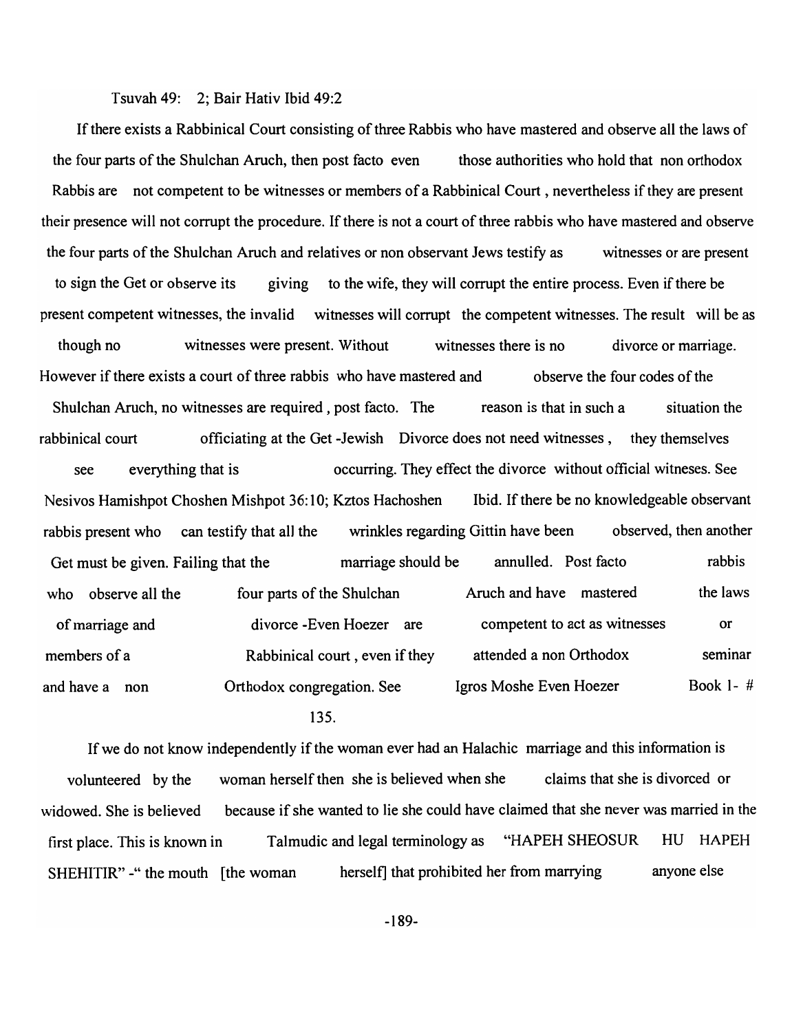Tsuvah 49: 2; Bair Hativ Ibid 49:2

If there exists a Rabbinical Court consisting of three Rabbis who have mastered and observe all the laws of the four parts of the Shulchan Aruch, then post facto even those authorities who hold that non orthodox Rabbis are not competent to be witnesses or members of a Rabbinical Court , nevertheless if they are present their presence will not corrupt the procedure. If there is not a court of three rabbis who have mastered and observe the four parts of the Shulchan Aruch and relatives or non observant Jews testify as witnesses or are present to sign the Get or observe its giving to the wife, they will corrupt the entire process. Even if there be present competent witnesses, the invalid witnesses will corrupt the competent witnesses. The result will be as though no witnesses were present. Without witnesses there is no divorce or marriage. However if there exists a court of three rabbis who have mastered and observe the four codes of the Shulchan Aruch, no witnesses are required , post facto. The reason is that in such a situation the rabbinical court officiating at the Get -Jewish Divorce does not need witnesses , they themselves see everything that is occurring. They effect the divorce without official witnesses. See Nesivos Hamishpot Choshen Mishpot 36:10; Kztos Hachoshen Ibid. If there be no knowledgeable observant rabbis present who can testify that all the wrinkles regarding Gittin have been observed, then another Get must be given. Failing that the marriage should be annulled. Post facto rabbis who observe all the four parts of the Shulchan Aruch and have mastered the laws of marriage and divorce -Even Hoezer are competent to act as witnesses or members of a Rabbinical court , even if they attended a non Orthodox seminar and have a non Orthodox congregation. See Igros Moshe Even Hoezer Book 1- # 135.

If we do not know independently if the woman ever had an Halachic marriage and this information is volunteered by the woman herself then she is believed when she claims that she is divorced or widowed. She is believed because if she wanted to lie she could have claimed that she never was married in the first place. This is known in Talmudic and legal terminology as "HAPEH SHEOSUR HU HAPEH SHEHITIR" -" the mouth [the woman herself] that prohibited her from marrying anyone else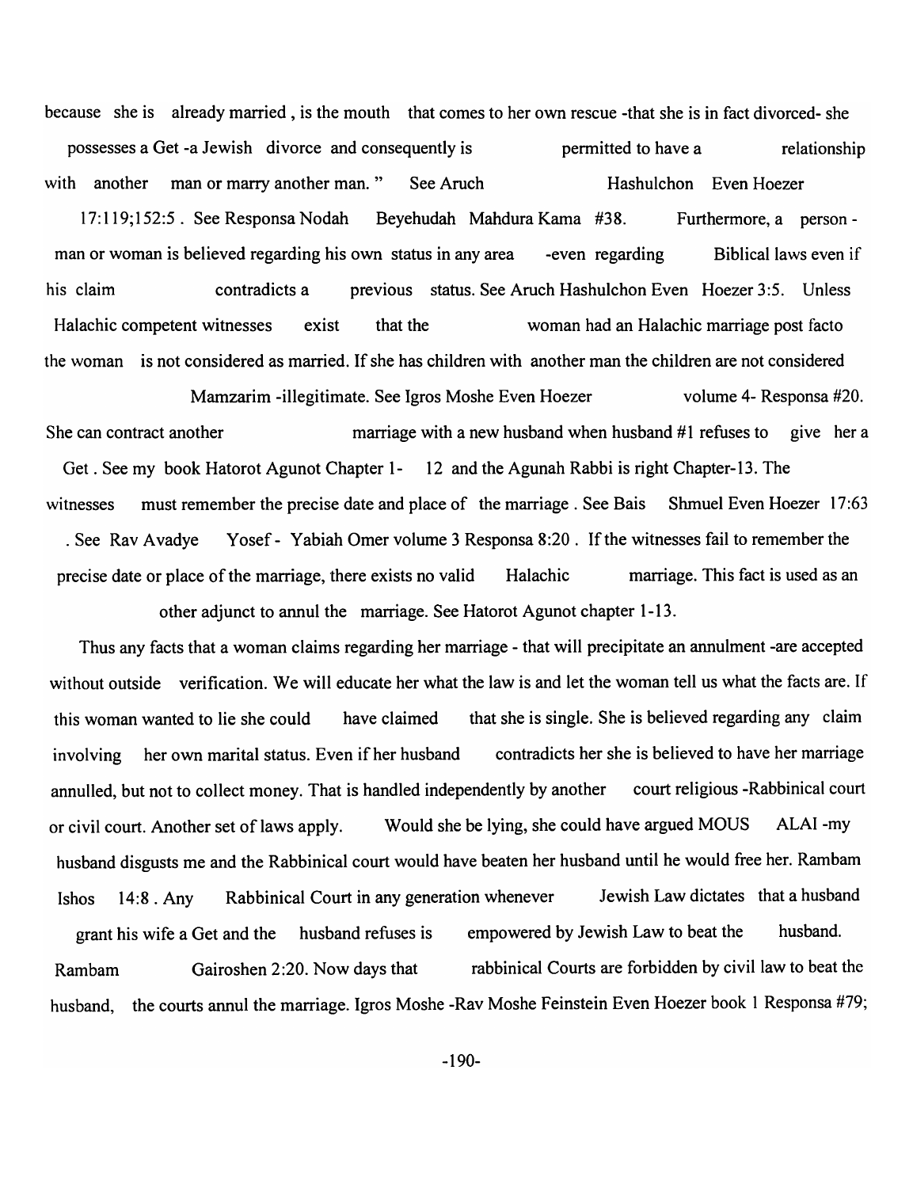because she is already married, is the mouth that comes to her own rescue -that she is in fact divorced- she possesses a Get -a Jewish divorce and consequently is permitted to have a relationship with another man or marry another man." See Aruch Hashulchon Even Hoezer 17:119;152:5. See Responsa Nodah Beyehudah Mahdura Kama #38. Furthermore, a person - man or woman is believed regarding his own status in any area -even regarding Biblical laws even if his claim contradicts a previous status. See Aruch Hashulchon Even Hoezer 3:5. Unless Halachic competent witnesses exist that the woman had an Halachic marriage post facto the woman is not considered as married. If she has children with another man the children are not considered Mamzarim -illegitimate. See Igros Moshe Even Hoezer volume 4- Responsa #20. She can contract another marriage with a new husband when husband #1 refuses to give her a Get. See my book Hatorot Agunot Chapter 1- 12 and the Agunah Rabbi is right Chapter-13. The witnesses must remember the precise date and place of the marriage. See Bais Shmuel Even Hoezer 17:63. See Rav Avadye Yosef - Yabiah Omer volume 3 Responsa 8:20. If the witnesses fail to remember the precise date or place of the marriage, there exists no valid Halachic marriage. This fact is used as an other adjunct to annul the marriage. See Hatorot Agunot chapter 1-13.

Thus any facts that a woman claims regarding her marriage - that will precipitate an annulment -are accepted without outside verification. We will educate her what the law is and let the woman tell us what the facts are. If this woman wanted to lie she could have claimed that she is single. She is believed regarding any claim involving her own marital status. Even if her husband contradicts her she is believed to have her marriage annulled, but not to collect money. That is handled independently by another court religious -Rabbinical court or civil court. Another set of laws apply. Would she be lying, she could have argued MOUS ALAI -my husband disgusts me and the Rabbinical court would have beaten her husband until he would free her. Rambam Ishos 14:8. Any Rabbinical Court in any generation whenever Jewish Law dictates that a husband grant his wife a Get and the husband refuses is empowered by Jewish Law to beat the husband. Rambam Gairoshen 2:20. Now days that rabbinical Courts are forbidden by civil law to beat the husband, the courts annul the marriage. Igros Moshe -Rav Moshe Feinstein Even Hoezer book 1 Responsa #79;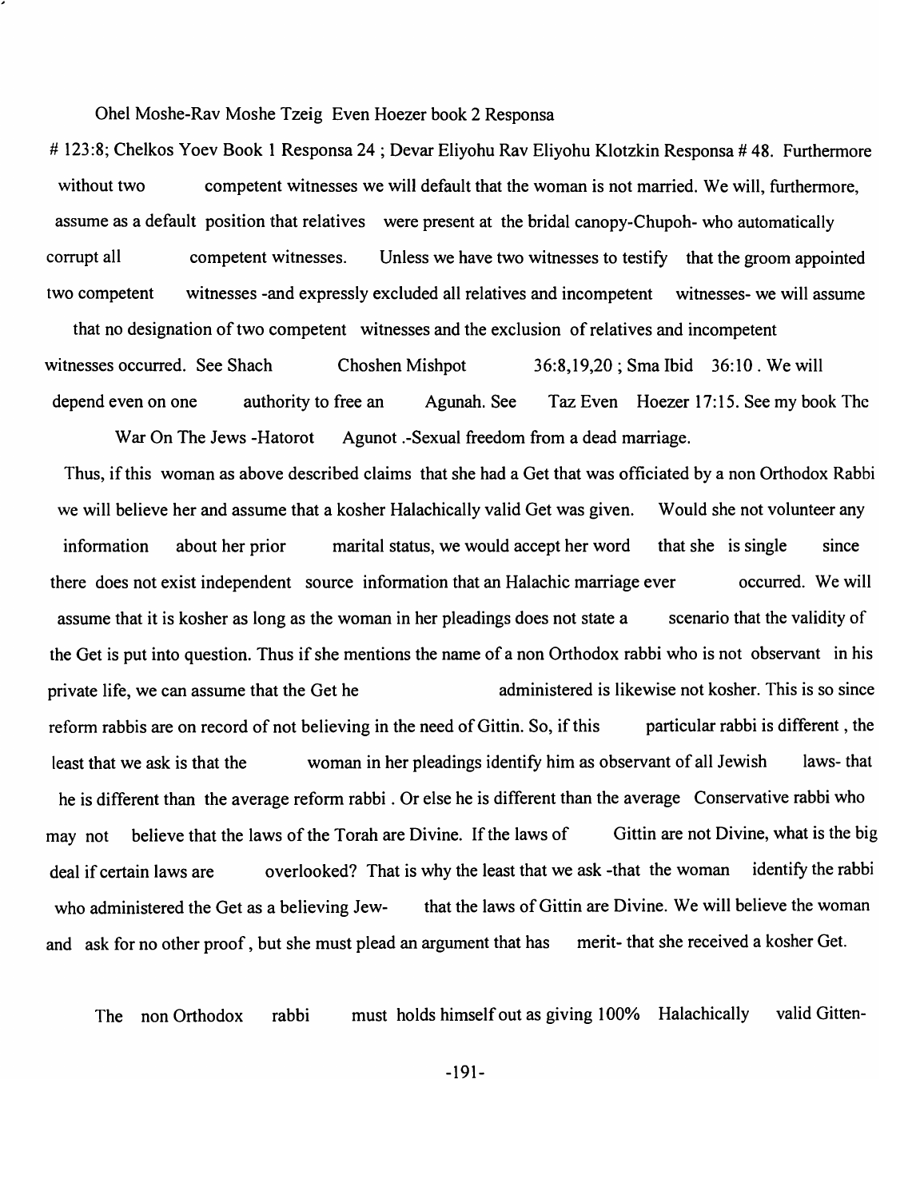Ohel Moshe-Rav Moshe Tzeig Even Hoezer book 2 Responsa # 123:8; Chelkos Yoev Book 1 Responsa 24 ; Devar Eliyohu Rav Eliyohu Klotzkin Responsa # 48. Furthermore without two competent witnesses we will default that the woman is not married. We will, furthermore, assume as a default position that relatives were present at the bridal canopy-Chupoh- who automatically corrupt all competent witnesses. Unless we have two witnesses to testify that the groom appointed two competent witnesses -and expressly excluded all relatives and incompetent witnesses- we will assume that no designation of two competent witnesses and the exclusion of relatives and incompetent witnesses occurred. See Shach Choshen Mishpot 36:8,19,20 ; Sma Ibid 36:10 . We will depend even on one authority to free an Agunah. See Taz Even Hoezer 17:15. See my book The War On The Jews -Hatorot Agunot .-Sexual freedom from a dead marriage.

Thus, if this woman as above described claims that she had a Get that was officiated by a non Orthodox Rabbi we will believe her and assume that a kosher Halachically valid Get was given. Would she not volunteer any information about her prior marital status, we would accept her word that she is single since there does not exist independent source information that an Halachic marriage ever occurred. We will assume that it is kosher as long as the woman in her pleadings does not state a scenario that the validity of the Get is put into question. Thus if she mentions the name of a non Orthodox rabbi who is not observant in his private life, we can assume that the Get he administered is likewise not kosher. This is so since reform rabbis are on record of not believing in the need of Gittin. So, if this particular rabbi is different , the least that we ask is that the woman in her pleadings identify him as observant of all Jewish laws- that he is different than the average reform rabbi . Or else he is different than the average Conservative rabbi who may not believe that the laws of the Torah are Divine. If the laws of Gittin are not Divine, what is the big deal if certain laws are overlooked? That is why the least that we ask -that the woman identify the rabbi who administered the Get as a believing Jew- that the laws of Gittin are Divine. We will believe the woman and ask for no other proof , but she must plead an argument that has merit- that she received a kosher Get.

The non Orthodox rabbi must holds himself out as giving 100% Halachically valid Gitten-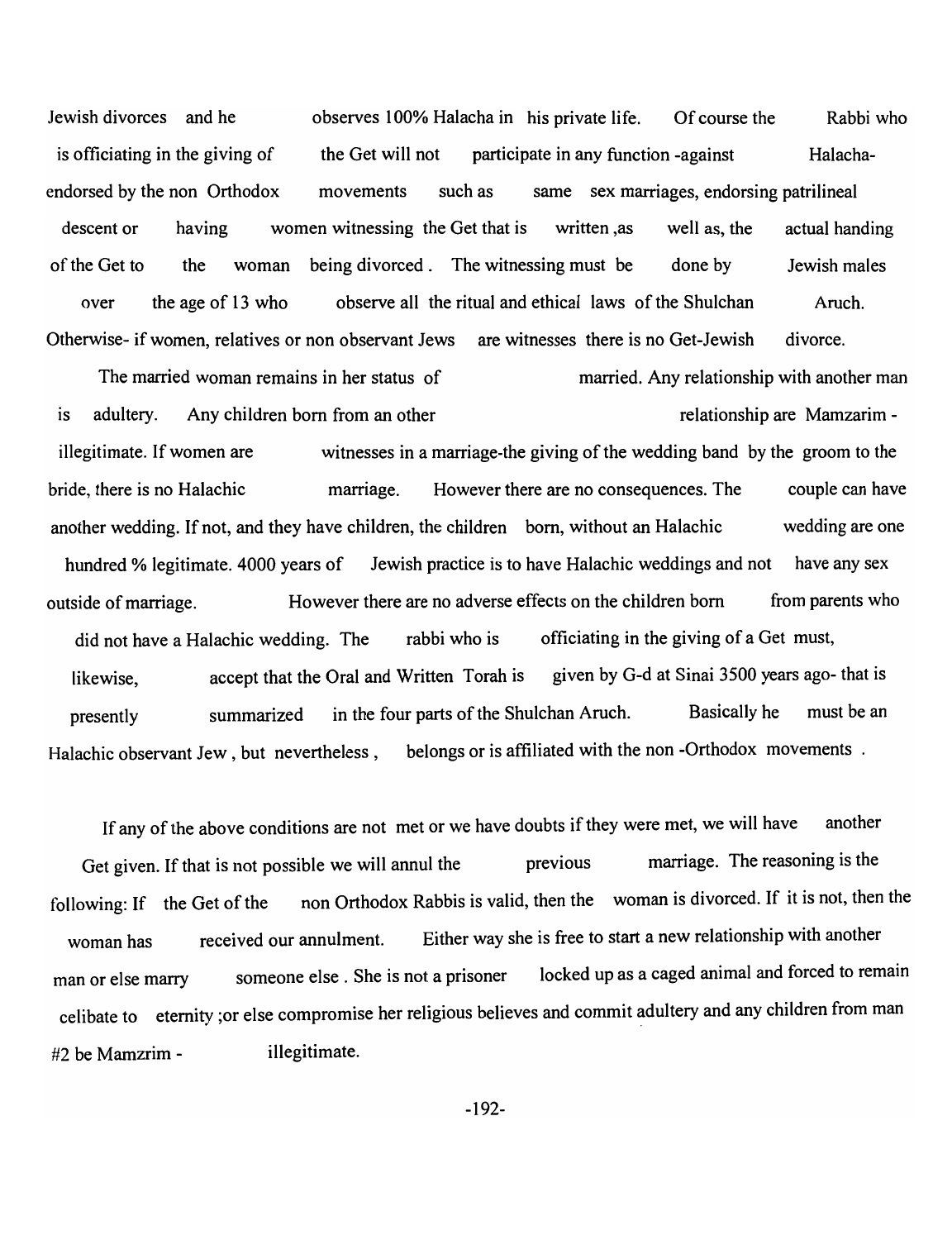Jewish divorces and he observes 100% Halacha in his private life. Of course the Rabbi who is officiating in the giving of the Get will not participate in any function -against Halacha- endorsed by the non Orthodox movements such as same sex marriages, endorsing patrilineal descent or having women witnessing the Get that is written ,as well as, the actual handing of the Get to the woman being divorced . The witnessing must be done by Jewish males over the age of 13 who observe all the ritual and ethical laws of the Shulchan Aruch. Otherwise- if women, relatives or non observant Jews are witnesses there is no Get-Jewish divorce.

The married woman remains in her status of married. Any relationship with another man is adultery. Any children born from an other relationship are Mamzarim - illegitimate. If women are witnesses in a marriage-the giving of the wedding band by the groom to the bride, there is no Halachic marriage. However there are no consequences. The couple can have another wedding. If not, and they have children, the children born, without an Halachic wedding are one hundred % legitimate. 4000 years of Jewish practice is to have Halachic weddings and not have any sex outside of marriage. However there are no adverse effects on the children born from parents who did not have a Halachic wedding. The rabbi who is officiating in the giving of a Get must, likewise, accept that the Oral and Written Torah is given by G-d at Sinai 3500 years ago- that is presently summarized in the four parts of the Shulchan Aruch. Basically he must be an Halachic observant Jew , but nevertheless , belongs or is affiliated with the non -Orthodox movements .

If any of the above conditions are not met or we have doubts if they were met, we will have another Get given. If that is not possible we will annul the previous marriage. The reasoning is the following: If the Get of the non Orthodox Rabbis is valid, then the woman is divorced. If it is not, then the woman has received our annulment. Either way she is free to start a new relationship with another man or else marry someone else . She is not a prisoner locked up as a caged animal and forced to remain celibate to eternity ;or else compromise her religious believes and commit adultery and any children from man #2 be Mamzrim - illegitimate.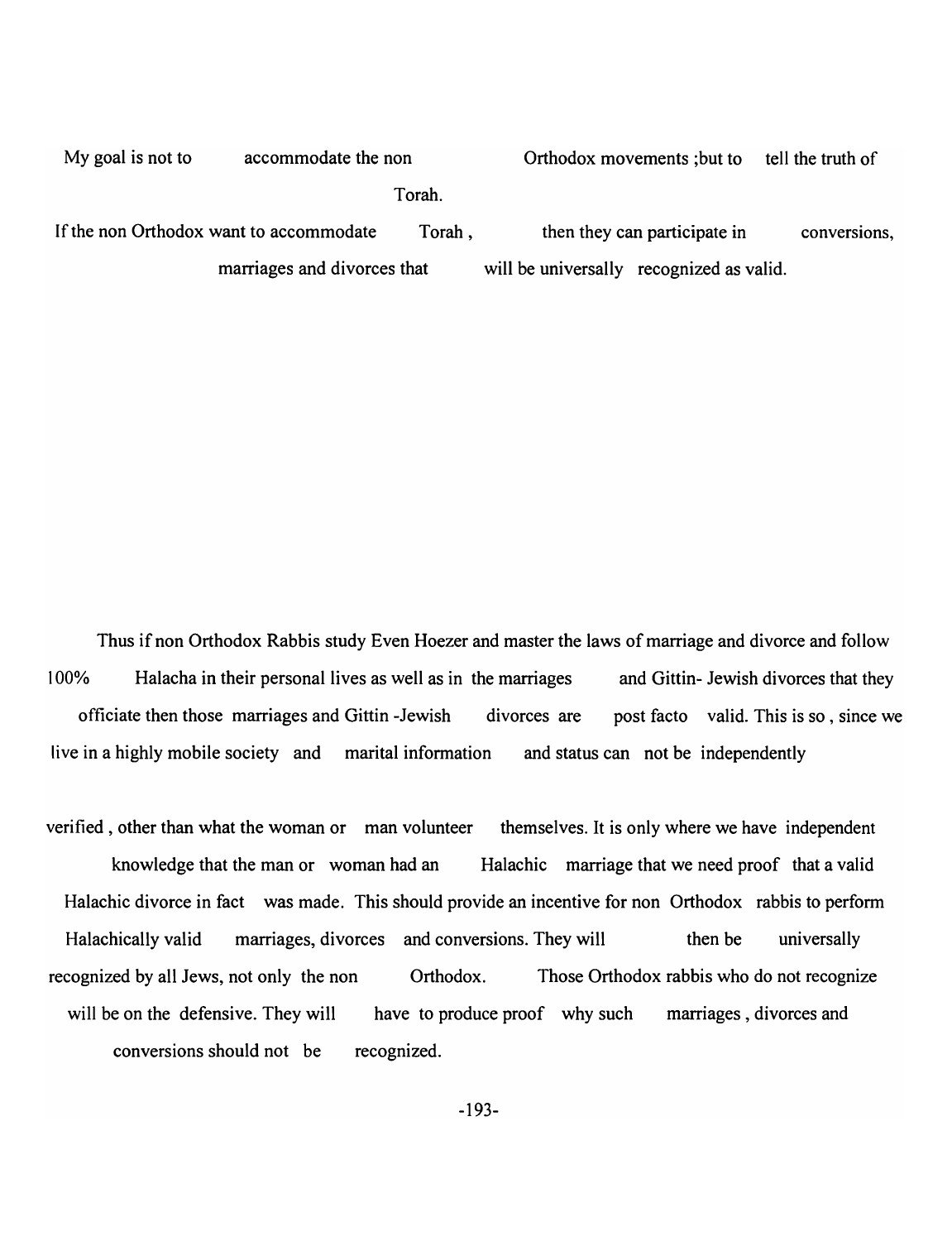My goal is not to accommodate the non Orthodox movements ;but to tell the truth of Torah.

If the non Orthodox want to accommodate Torah , then they can participate in conversions, marriages and divorces that will be universally recognized as valid.

Thus if non Orthodox Rabbis study Even Hoezer and master the laws of marriage and divorce and follow 100% Halacha in their personal lives as well as in the marriages and Gittin- Jewish divorces that they officiate then those marriages and Gittin -Jewish divorces are post facto valid. This is so , since we live in a highly mobile society and marital information and status can not be independently verified , other than what the woman or man volunteer themselves. It is only where we have independent knowledge that the man or woman had an Halachic marriage that we need proof that a valid Halachic divorce in fact was made. This should provide an incentive for non Orthodox rabbis to perform Halachically valid marriages, divorces and conversions. They will then be universally recognized by all Jews, not only the non Orthodox. Those Orthodox rabbis who do not recognize will be on the defensive. They will have to produce proof why such marriages , divorces and conversions should not be recognized.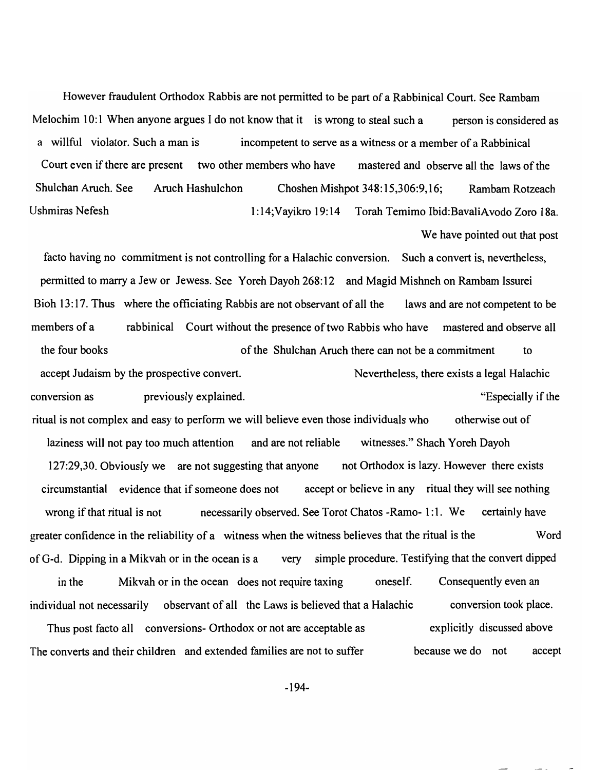However fraudulent Orthodox Rabbis are not permitted to be part of a Rabbinical Court. See Rambam Melochim 10:1 When anyone argues I do not know that it is wrong to steal such a person is considered as a willful violator. Such a man is incompetent to serve as a witness or a member of a Rabbinical Court even if there are present two other members who have mastered and observe all the laws of the Shulchan Aruch. See Aruch Hashulchon Choshen Mishpot 348:15,306:9,16; Rambam Rotzeach Ushmiras Nefesh 1:14;Vayikro 19:14 Torah Temimo Ibid:BavaliAvodo Zoro 18a.

We have pointed out that post facto having no commitment is not controlling for a Halachic conversion. Such a convert is, nevertheless, permitted to marry a Jew or Jewess. See Yoreh Dayoh 268:12 and Magid Mishneh on Rambam Issurei Bioh 13:17. Thus where the officiating Rabbis are not observant of all the laws and are not competent to be members of a rabbinical Court without the presence of two Rabbis who have mastered and observe all the four books of the Shulchan Aruch there can not be a commitment to accept Judaism by the prospective convert. Nevertheless, there exists a legal Halachic conversion as previously explained. "Especially if the ritual is not complex and easy to perform we will believe even those individuals who otherwise out of laziness will not pay too much attention and are not reliable witnesses." Shach Yoreh Dayoh 127:29,30. Obviously we are not suggesting that anyone not Orthodox is lazy. However there exists circumstantial evidence that if someone does not accept or believe in any ritual they will see nothing wrong if that ritual is not necessarily observed. See Torot Chatos -Ramo- 1:1. We certainly have greater confidence in the reliability of a witness when the witness believes that the ritual is the Word of G-d. Dipping in a Mikvah or in the ocean is a very simple procedure. Testifying that the convert dipped in the Mikvah or in the ocean does not require taxing oneself. Consequently even an individual not necessarily observant of all the Laws is believed that a Halachic conversion took place. Thus post facto all conversions- Orthodox or not are acceptable as explicitly discussed above The converts and their children and extended families are not to suffer because we do not accept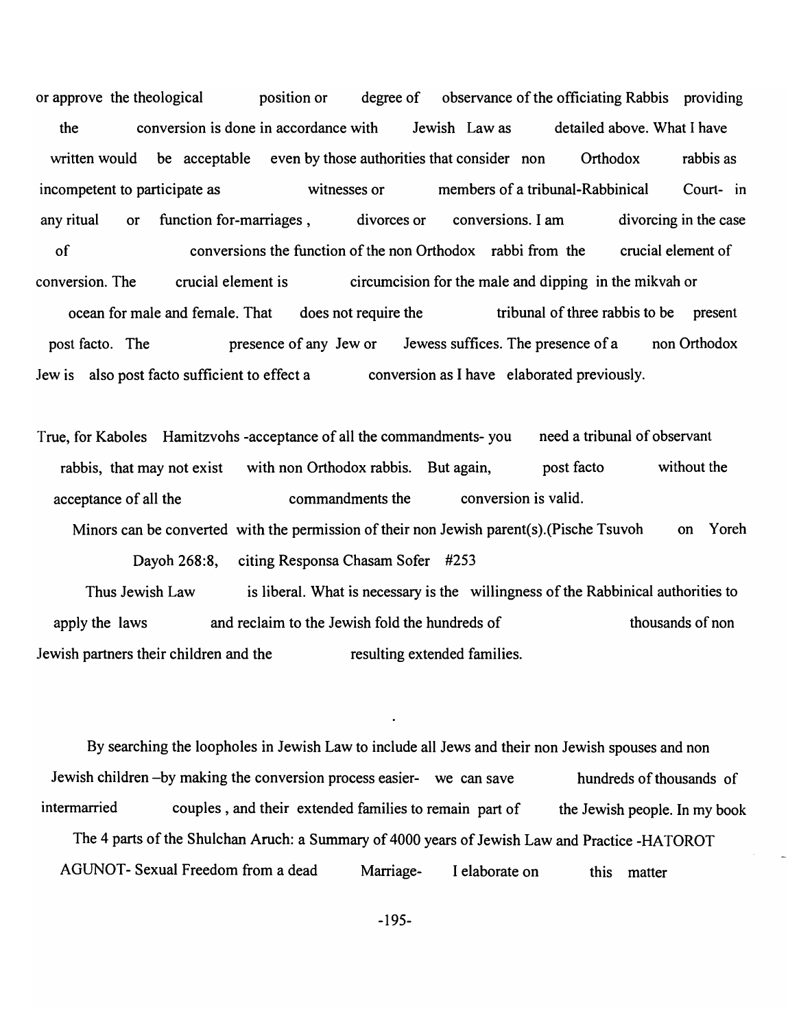or approve the theological position or degree of observance of the officiating Rabbis providing the conversion is done in accordance with Jewish Law as detailed above. What I have written would be acceptable even by those authorities that consider non Orthodox rabbis as incompetent to participate as witnesses or members of a tribunal-Rabbinical Court- in any ritual or function for-marriages , divorces or conversions. I am divorcing in the case of conversions the function of the non Orthodox rabbi from the crucial element of conversion. The crucial element is circumcision for the male and dipping in the mikvah or ocean for male and female. That does not require the tribunal of three rabbis to be present post facto. The presence of any Jew or Jewess suffices. The presence of a non Orthodox Jew is also post facto sufficient to effect a conversion as I have elaborated previously.

True, for Kaboles Hamitzvohs -acceptance of all the commandments- you need a tribunal of observant rabbis, that may not exist with non Orthodox rabbis. But again, post facto without the acceptance of all the commandments the conversion is valid.

Minors can be converted with the permission of their non Jewish parent(s).(Pische Tsuvoh on Yoreh Dayoh 268:8, citing Responsa Chasam Sofer #253

Thus Jewish Law is liberal. What is necessary is the willingness of the Rabbinical authorities to apply the laws and reclaim to the Jewish fold the hundreds of thousands of non Jewish partners their children and the resulting extended families.

By searching the loopholes in Jewish Law to include all Jews and their non Jewish spouses and non Jewish children –by making the conversion process easier- we can save hundreds of thousands of intermarried couples , and their extended families to remain part of the Jewish people. In my book The 4 parts of the Shulchan Aruch: a Summary of 4000 years of Jewish Law and Practice -HATOROT AGUNOT- Sexual Freedom from a dead Marriage- I elaborate on this matter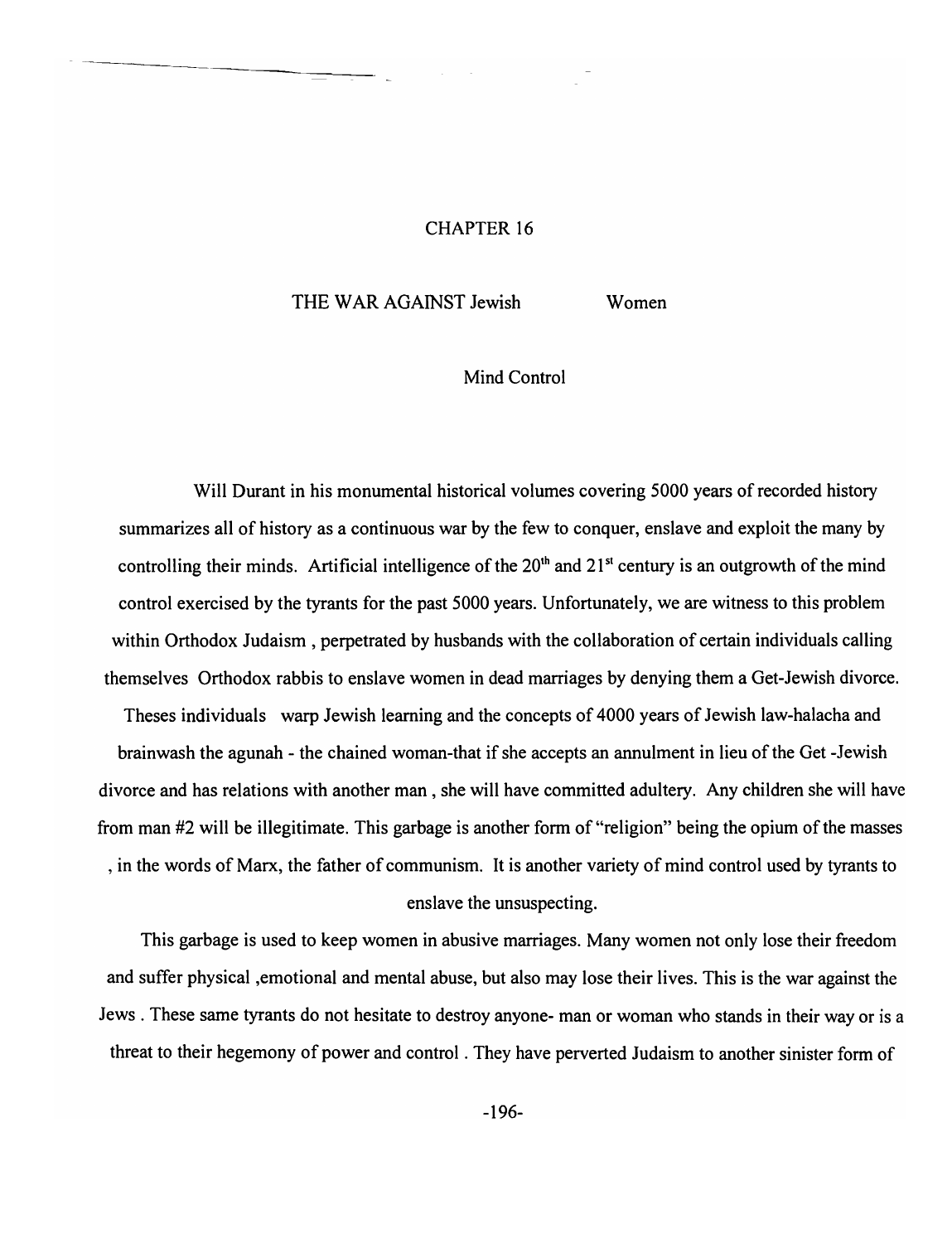# CHAPTER 16

## THE WAR AGAINST Jewish Women

### Mind Control

Will Durant in his monumental historical volumes covering 5000 years of recorded history summarizes all of history as a continuous war by the few to conquer, enslave and exploit the many by controlling their minds. Artificial intelligence of the 20th and 21st century is an outgrowth of the mind control exercised by the tyrants for the past 5000 years. Unfortunately, we are witness to this problem within Orthodox Judaism , perpetrated by husbands with the collaboration of certain individuals calling themselves Orthodox rabbis to enslave women in dead marriages by denying them a Get-Jewish divorce. Theses individuals warp Jewish learning and the concepts of 4000 years of Jewish law-halacha and brainwash the agunah - the chained woman-that if she accepts an annulment in lieu of the Get -Jewish divorce and has relations with another man , she will have committed adultery. Any children she will have from man #2 will be illegitimate. This garbage is another form of "religion" being the opium of the masses , in the words of Marx, the father of communism. It is another variety of mind control used by tyrants to enslave the unsuspecting.

This garbage is used to keep women in abusive marriages. Many women not only lose their freedom and suffer physical ,emotional and mental abuse, but also may lose their lives. This is the war against the Jews . These same tyrants do not hesitate to destroy anyone- man or woman who stands in their way or is a threat to their hegemony of power and control . They have perverted Judaism to another sinister form of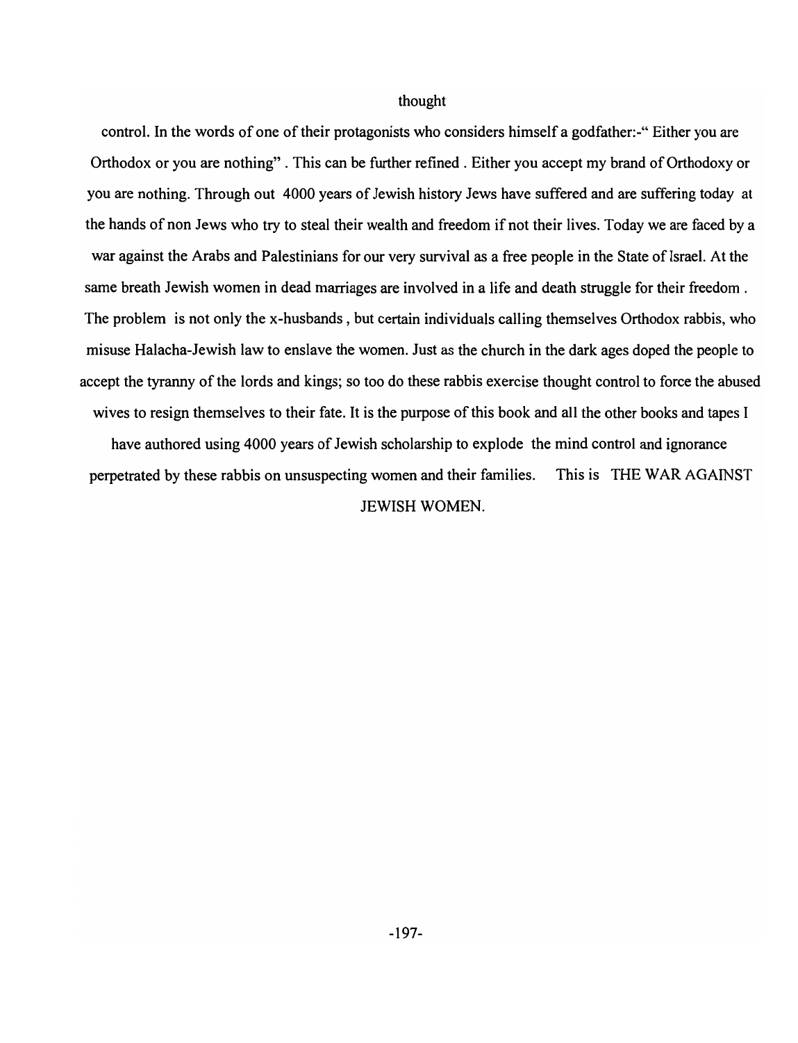thought

control. In the words of one of their protagonists who considers himself a godfather:-" Either you are Orthodox or you are nothing" . This can be further refined . Either you accept my brand of Orthodoxy or you are nothing. Through out 4000 years of Jewish history Jews have suffered and are suffering today at the hands of non Jews who try to steal their wealth and freedom if not their lives. Today we are faced by a war against the Arabs and Palestinians for our very survival as a free people in the State of Israel. At the same breath Jewish women in dead marriages are involved in a life and death struggle for their freedom . The problem is not only the x-husbands , but certain individuals calling themselves Orthodox rabbis, who misuse Halacha-Jewish law to enslave the women. Just as the church in the dark ages doped the people to accept the tyranny of the lords and kings; so too do these rabbis exercise thought control to force the abused wives to resign themselves to their fate. It is the purpose of this book and all the other books and tapes I have authored using 4000 years of Jewish scholarship to explode the mind control and ignorance perpetrated by these rabbis on unsuspecting women and their families. This is THE WAR AGAINST JEWISH WOMEN.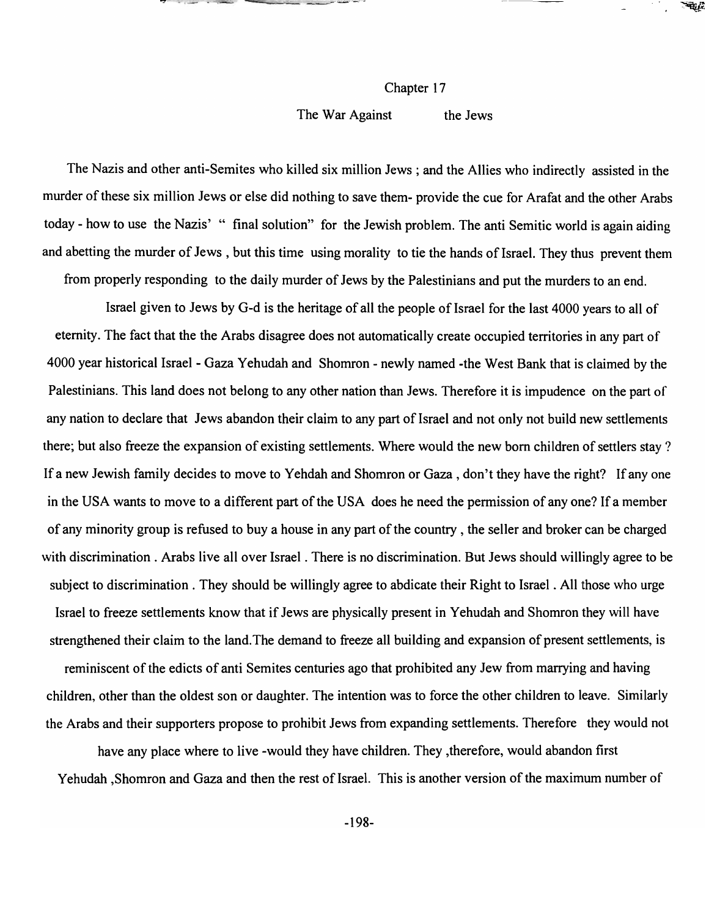# Chapter 17

## The War Against the Jews

The Nazis and other anti-Semites who killed six million Jews ; and the Allies who indirectly assisted in the murder of these six million Jews or else did nothing to save them- provide the cue for Arafat and the other Arabs today - how to use the Nazis' " final solution" for the Jewish problem. The anti Semitic world is again aiding and abetting the murder of Jews , but this time using morality to tie the hands of Israel. They thus prevent them from properly responding to the daily murder of Jews by the Palestinians and put the murders to an end.

Israel given to Jews by G-d is the heritage of all the people of Israel for the last 4000 years to all of eternity. The fact that the the Arabs disagree does not automatically create occupied territories in any part of 4000 year historical Israel - Gaza Yehudah and Shomron - newly named -the West Bank that is claimed by the Palestinians. This land does not belong to any other nation than Jews. Therefore it is impudence on the part of any nation to declare that Jews abandon their claim to any part of Israel and not only not build new settlements there; but also freeze the expansion of existing settlements. Where would the new born children of settlers stay ? If a new Jewish family decides to move to Yehdah and Shomron or Gaza , don't they have the right? If any one in the USA wants to move to a different part of the USA does he need the permission of any one? If a member of any minority group is refused to buy a house in any part of the country , the seller and broker can be charged with discrimination . Arabs live all over Israel . There is no discrimination. But Jews should willingly agree to be subject to discrimination . They should be willingly agree to abdicate their Right to Israel . All those who urge Israel to freeze settlements know that if Jews are physically present in Yehudah and Shomron they will have strengthened their claim to the land.The demand to freeze all building and expansion of present settlements, is reminiscent of the edicts of anti Semites centuries ago that prohibited any Jew from marrying and having children, other than the oldest son or daughter. The intention was to force the other children to leave. Similarly the Arabs and their supporters propose to prohibit Jews from expanding settlements. Therefore they would not have any place where to live -would they have children. They ,therefore, would abandon first Yehudah ,Shomron and Gaza and then the rest of Israel. This is another version of the maximum number of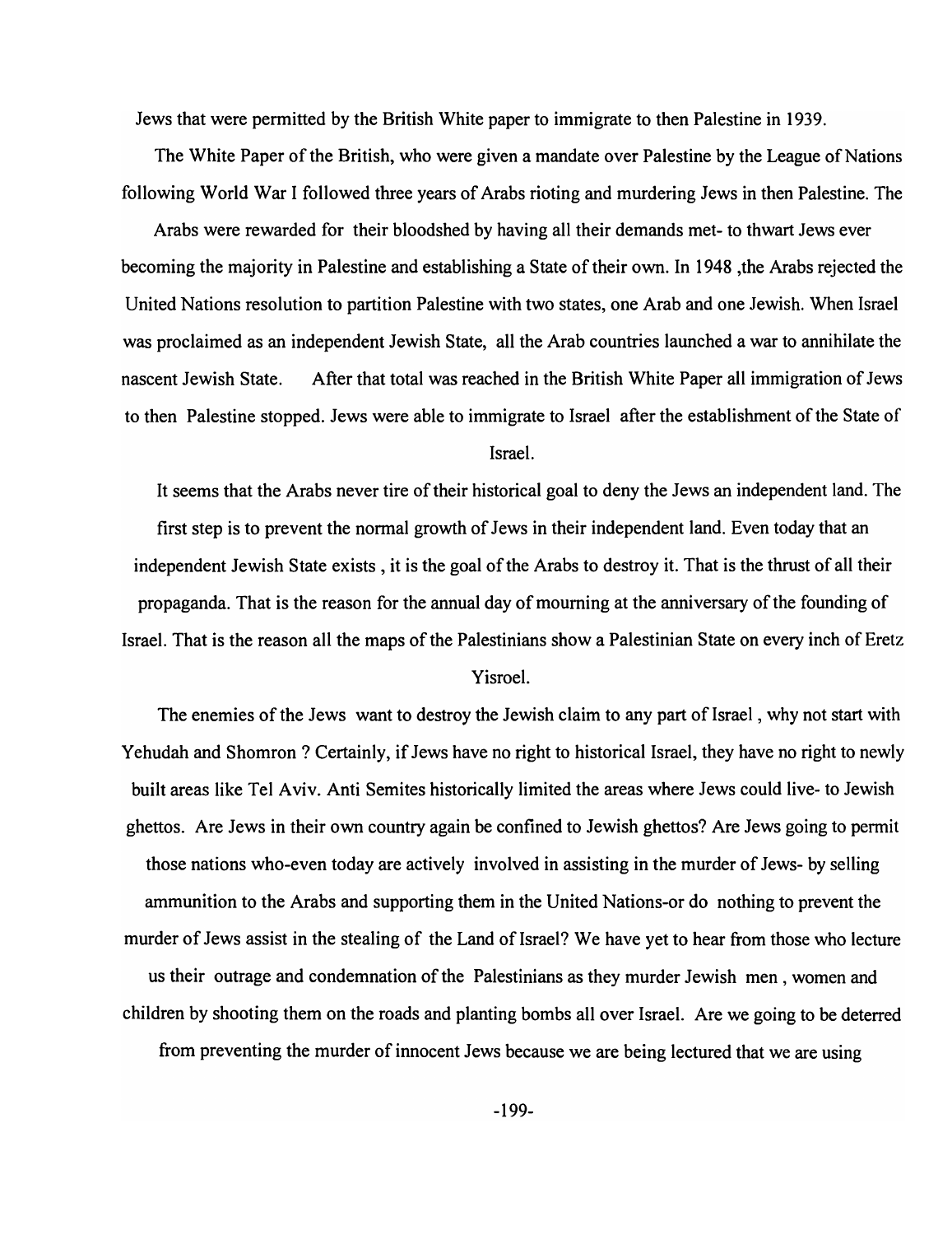Jews that were permitted by the British White paper to immigrate to then Palestine in 1939.

The White Paper of the British, who were given a mandate over Palestine by the League of Nations following World War I followed three years of Arabs rioting and murdering Jews in then Palestine. The Arabs were rewarded for their bloodshed by having all their demands met- to thwart Jews ever becoming the majority in Palestine and establishing a State of their own. In 1948 ,the Arabs rejected the United Nations resolution to partition Palestine with two states, one Arab and one Jewish. When Israel was proclaimed as an independent Jewish State, all the Arab countries launched a war to annihilate the nascent Jewish State. After that total was reached in the British White Paper all immigration of Jews to then Palestine stopped. Jews were able to immigrate to Israel after the establishment of the State of Israel.

It seems that the Arabs never tire of their historical goal to deny the Jews an independent land. The first step is to prevent the normal growth of Jews in their independent land. Even today that an independent Jewish State exists , it is the goal of the Arabs to destroy it. That is the thrust of all their propaganda. That is the reason for the annual day of mourning at the anniversary of the founding of Israel. That is the reason all the maps of the Palestinians show a Palestinian State on every inch of Eretz Yisroel.

The enemies of the Jews want to destroy the Jewish claim to any part of Israel , why not start with Yehudah and Shomron ? Certainly, if Jews have no right to historical Israel, they have no right to newly built areas like Tel Aviv. Anti Semites historically limited the areas where Jews could live- to Jewish ghettos. Are Jews in their own country again be confined to Jewish ghettos? Are Jews going to permit those nations who-even today are actively involved in assisting in the murder of Jews- by selling ammunition to the Arabs and supporting them in the United Nations-or do nothing to prevent the murder of Jews assist in the stealing of the Land of Israel? We have yet to hear from those who lecture us their outrage and condemnation of the Palestinians as they murder Jewish men , women and children by shooting them on the roads and planting bombs all over Israel. Are we going to be deterred from preventing the murder of innocent Jews because we are being lectured that we are using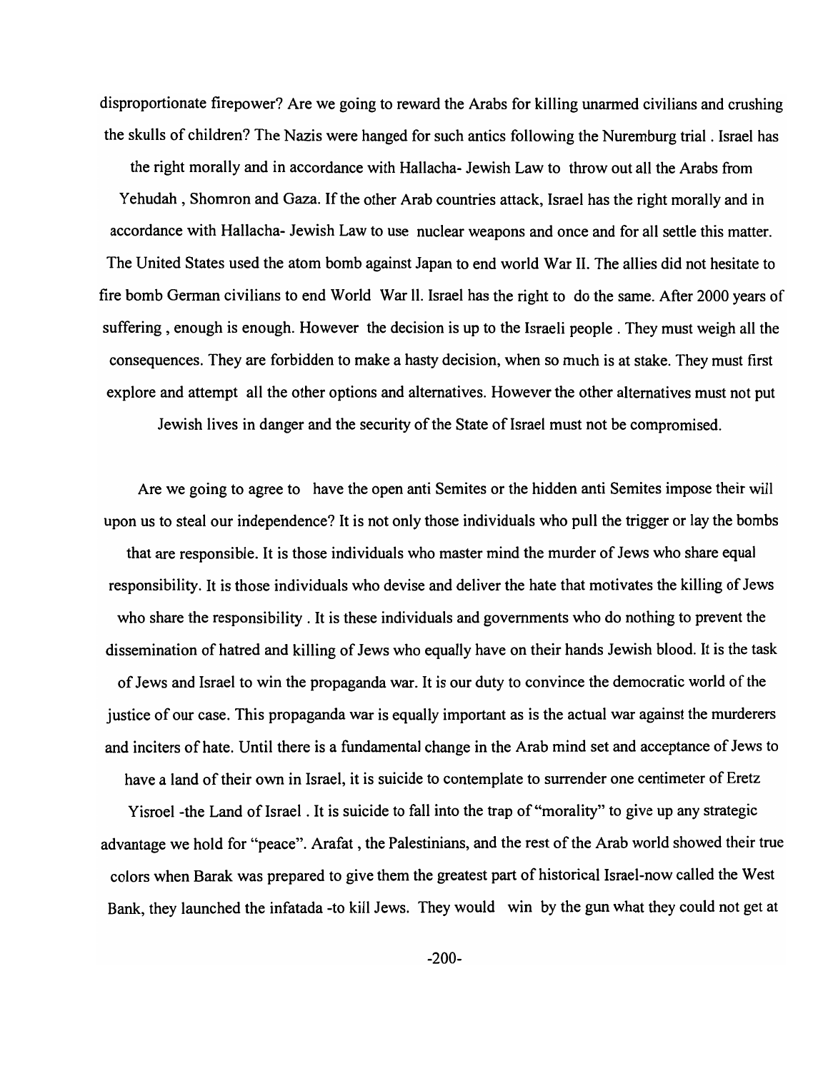disproportionate firepower? Are we going to reward the Arabs for killing unarmed civilians and crushing the skulls of children? The Nazis were hanged for such antics following the Nuremburg trial . Israel has the right morally and in accordance with Hallacha- Jewish Law to throw out all the Arabs from Yehudah , Shomron and Gaza. If the other Arab countries attack, Israel has the right morally and in accordance with Hallacha- Jewish Law to use nuclear weapons and once and for all settle this matter. The United States used the atom bomb against Japan to end world War II. The allies did not hesitate to fire bomb German civilians to end World War ll. Israel has the right to do the same. After 2000 years of suffering , enough is enough. However the decision is up to the Israeli people . They must weigh all the consequences. They are forbidden to make a hasty decision, when so much is at stake. They must first explore and attempt all the other options and alternatives. However the other alternatives must not put Jewish lives in danger and the security of the State of Israel must not be compromised.

Are we going to agree to have the open anti Semites or the hidden anti Semites impose their will upon us to steal our independence? It is not only those individuals who pull the trigger or lay the bombs that are responsible. It is those individuals who master mind the murder of Jews who share equal responsibility. It is those individuals who devise and deliver the hate that motivates the killing of Jews who share the responsibility . It is these individuals and governments who do nothing to prevent the dissemination of hatred and killing of Jews who equally have on their hands Jewish blood. It is the task of Jews and Israel to win the propaganda war. It is our duty to convince the democratic world of the justice of our case. This propaganda war is equally important as is the actual war against the murderers and inciters of hate. Until there is a fundamental change in the Arab mind set and acceptance of Jews to have a land of their own in Israel, it is suicide to contemplate to surrender one centimeter of Eretz Yisroel -the Land of Israel . It is suicide to fall into the trap of "morality" to give up any strategic advantage we hold for "peace". Arafat , the Palestinians, and the rest of the Arab world showed their true colors when Barak was prepared to give them the greatest part of historical Israel-now called the West Bank, they launched the infatada -to kill Jews. They would win by the gun what they could not get at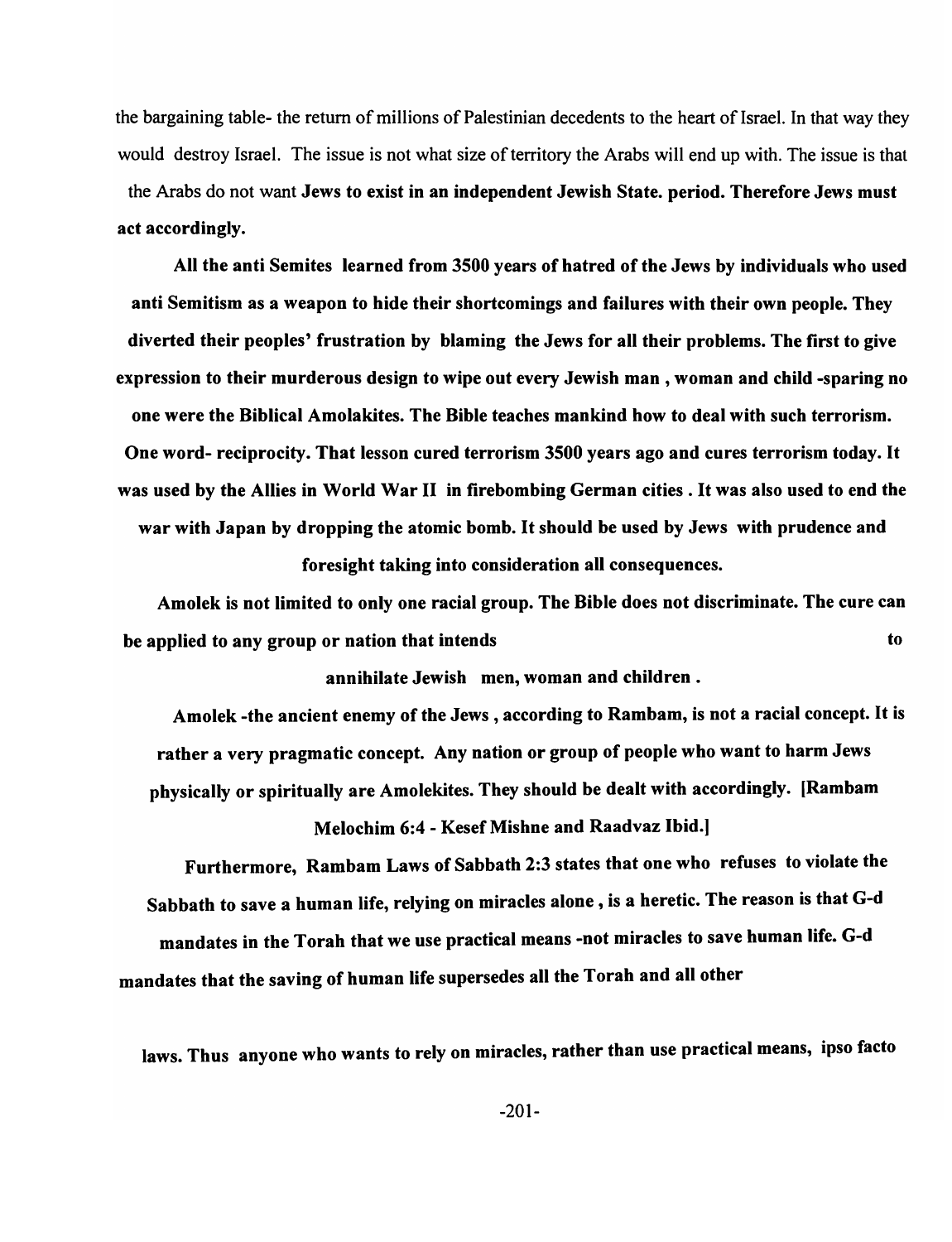the bargaining table- the return of millions of Palestinian decedents to the heart of Israel. In that way they would destroy Israel. The issue is not what size of territory the Arabs will end up with. The issue is that the Arabs do not want **Jews to exist in an independent Jewish State. period. Therefore Jews must act accordingly.**

**All the anti Semites learned from 3500 years of hatred of the Jews by individuals who used anti Semitism as a weapon to hide their shortcomings and failures with their own people. They diverted their peoples' frustration by blaming the Jews for all their problems. The first to give expression to their murderous design to wipe out every Jewish man , woman and child -sparing no one were the Biblical Amolakites. The Bible teaches mankind how to deal with such terrorism. One word- reciprocity. That lesson cured terrorism 3500 years ago and cures terrorism today. It was used by the Allies in World War II in firebombing German cities . It was also used to end the war with Japan by dropping the atomic bomb. It should be used by Jews with prudence and foresight taking into consideration all consequences.**

**Amolek is not limited to only one racial group. The Bible does not discriminate. The cure can be applied to any group or nation that intends to annihilate Jewish men, woman and children .**

**Amolek -the ancient enemy of the Jews , according to Rambam, is not a racial concept. It is rather a very pragmatic concept. Any nation or group of people who want to harm Jews physically or spiritually are Amolekites. They should be dealt with accordingly. [Rambam Melochim 6:4 - Kesef Mishne and Raadvaz Ibid.]**

**Furthermore, Rambam Laws of Sabbath 2:3 states that one who refuses to violate the Sabbath to save a human life, relying on miracles alone , is a heretic. The reason is that G-d mandates in the Torah that we use practical means -not miracles to save human life. G-d mandates that the saving of human life supersedes all the Torah and all other laws. Thus anyone who wants to rely on miracles, rather than use practical means, ipso facto**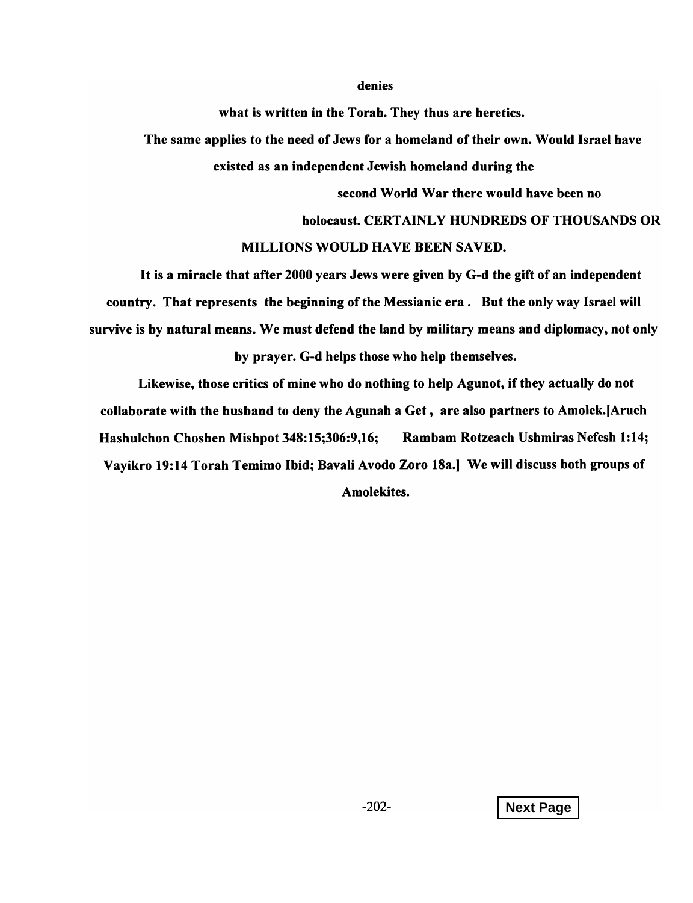**denies**

**what is written in the Torah. They thus are heretics.**

**The same applies to the need of Jews for a homeland of their own. Would Israel have existed as an independent Jewish homeland during the second World War there would have been no holocaust. CERTAINLY HUNDREDS OF THOUSANDS OR MILLIONS WOULD HAVE BEEN SAVED.**

**It is a miracle that after 2000 years Jews were given by G-d the gift of an independent country. That represents the beginning of the Messianic era . But the only way Israel will survive is by natural means. We must defend the land by military means and diplomacy, not only by prayer. G-d helps those who help themselves.**

**Likewise, those critics of mine who do nothing to help Agunot, if they actually do not collaborate with the husband to deny the Agunah a Get , are also partners to Amolek.[Aruch Hashulchon Choshen Mishpot 348:15;306:9,16; Rambam Rotzeach Ushmiras Nefesh 1:14; Vayikro 19:14 Torah Temimo Ibid; Bavali Avodo Zoro 18a.] We will discuss both groups of Amolekites.**

Next Page